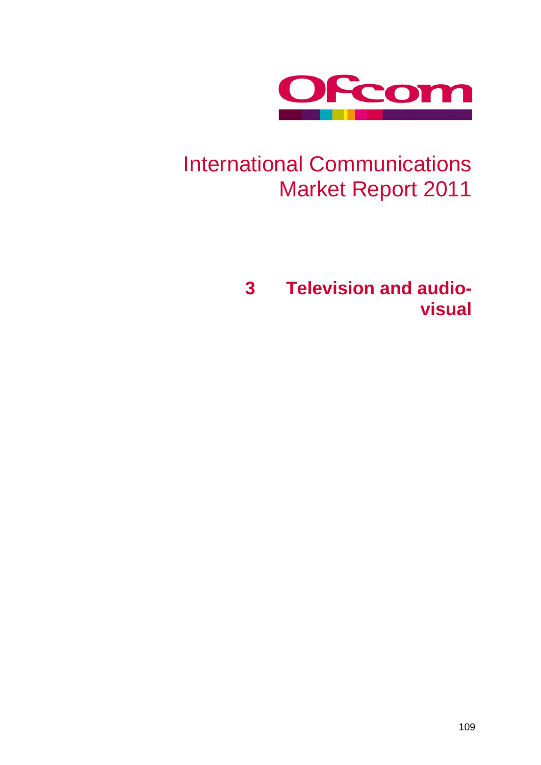Ofcom

# International Communications Market Report 2011

## 3 Television and audio-visual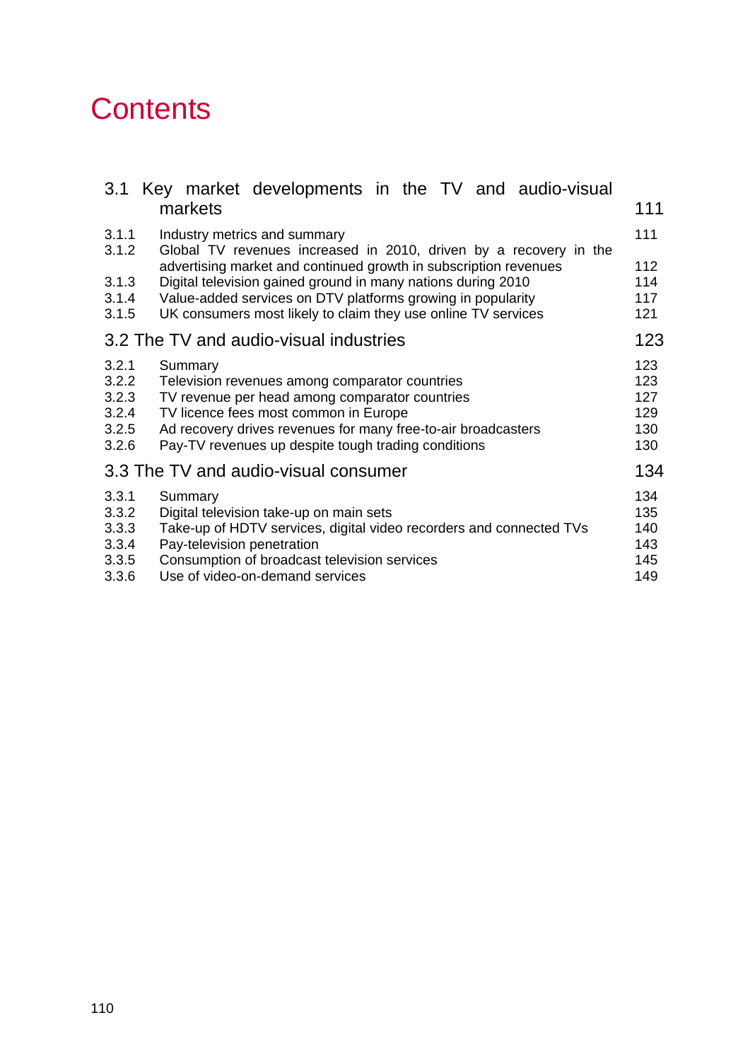# Contents

| | | |
|---|---|---|
| **3.1** | **Key market developments in the TV and audio-visual markets** | **111** |
| 3.1.1 | Industry metrics and summary | 111 |
| 3.1.2 | Global TV revenues increased in 2010, driven by a recovery in the advertising market and continued growth in subscription revenues | 112 |
| 3.1.3 | Digital television gained ground in many nations during 2010 | 114 |
| 3.1.4 | Value-added services on DTV platforms growing in popularity | 117 |
| 3.1.5 | UK consumers most likely to claim they use online TV services | 121 |
| **3.2** | **The TV and audio-visual industries** | **123** |
| 3.2.1 | Summary | 123 |
| 3.2.2 | Television revenues among comparator countries | 123 |
| 3.2.3 | TV revenue per head among comparator countries | 127 |
| 3.2.4 | TV licence fees most common in Europe | 129 |
| 3.2.5 | Ad recovery drives revenues for many free-to-air broadcasters | 130 |
| 3.2.6 | Pay-TV revenues up despite tough trading conditions | 130 |
| **3.3** | **The TV and audio-visual consumer** | **134** |
| 3.3.1 | Summary | 134 |
| 3.3.2 | Digital television take-up on main sets | 135 |
| 3.3.3 | Take-up of HDTV services, digital video recorders and connected TVs | 140 |
| 3.3.4 | Pay-television penetration | 143 |
| 3.3.5 | Consumption of broadcast television services | 145 |
| 3.3.6 | Use of video-on-demand services | 149 |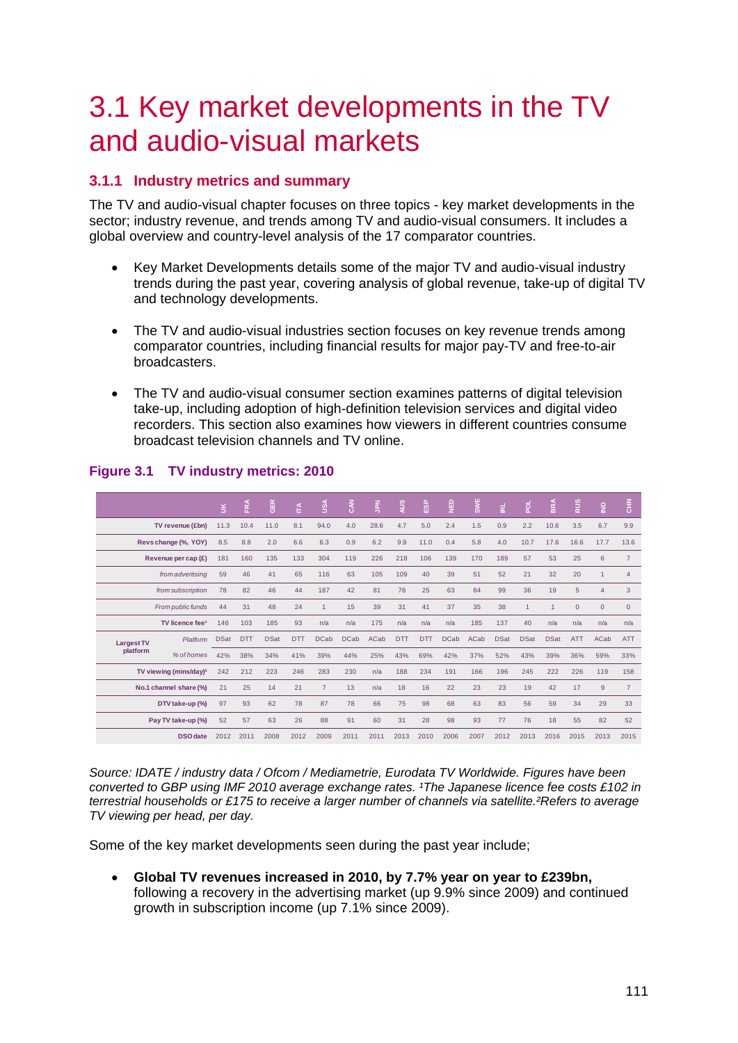# 3.1 Key market developments in the TV and audio-visual markets

## 3.1.1 Industry metrics and summary

The TV and audio-visual chapter focuses on three topics - key market developments in the sector; industry revenue, and trends among TV and audio-visual consumers. It includes a global overview and country-level analysis of the 17 comparator countries.

- Key Market Developments details some of the major TV and audio-visual industry trends during the past year, covering analysis of global revenue, take-up of digital TV and technology developments.
- The TV and audio-visual industries section focuses on key revenue trends among comparator countries, including financial results for major pay-TV and free-to-air broadcasters.
- The TV and audio-visual consumer section examines patterns of digital television take-up, including adoption of high-definition television services and digital video recorders. This section also examines how viewers in different countries consume broadcast television channels and TV online.

### Figure 3.1 TV industry metrics: 2010

| | | UK | FRA | GER | ITA | USA | CAN | JPN | AUS | ESP | NED | SWE | IRL | POL | BRA | RUS | IND | CHN |
|---|---|---|---|---|---|---|---|---|---|---|---|---|---|---|---|---|---|---|
| TV revenue (£bn) | | 11.3 | 10.4 | 11.0 | 8.1 | 94.0 | 4.0 | 28.6 | 4.7 | 5.0 | 2.4 | 1.5 | 0.9 | 2.2 | 10.6 | 3.5 | 6.7 | 9.9 |
| Revs change (%, YOY) | | 8.5 | 8.8 | 2.0 | 6.6 | 6.3 | 0.9 | 6.2 | 9.9 | 11.0 | 0.4 | 5.8 | 4.0 | 10.7 | 17.6 | 16.6 | 17.7 | 13.6 |
| Revenue per cap (£) | | 181 | 160 | 135 | 133 | 304 | 119 | 226 | 218 | 106 | 139 | 170 | 189 | 57 | 53 | 25 | 6 | 7 |
| *from advertising* | | 59 | 46 | 41 | 65 | 116 | 63 | 105 | 109 | 40 | 39 | 51 | 52 | 21 | 32 | 20 | 1 | 4 |
| *from subscription* | | 78 | 82 | 46 | 44 | 187 | 42 | 81 | 78 | 25 | 63 | 84 | 99 | 36 | 19 | 5 | 4 | 3 |
| *From public funds* | | 44 | 31 | 48 | 24 | 1 | 15 | 39 | 31 | 41 | 37 | 35 | 38 | 1 | 1 | 0 | 0 | 0 |
| TV licence fee[1] | | 146 | 103 | 185 | 93 | n/a | n/a | 175 | n/a | n/a | n/a | 185 | 137 | 40 | n/a | n/a | n/a | n/a |
| Largest TV platform | *Platform* | DSat | DTT | DSat | DTT | DCab | DCab | ACab | DTT | DTT | DCab | ACab | DSat | DSat | DSat | ATT | ACab | ATT |
| | *% of homes* | 42% | 38% | 34% | 41% | 39% | 44% | 25% | 43% | 69% | 42% | 37% | 52% | 43% | 39% | 36% | 59% | 33% |
| TV viewing (mins/day)[2] | | 242 | 212 | 223 | 246 | 283 | 230 | n/a | 188 | 234 | 191 | 166 | 196 | 245 | 222 | 226 | 119 | 158 |
| No.1 channel share (%) | | 21 | 25 | 14 | 21 | 7 | 13 | n/a | 18 | 16 | 22 | 23 | 23 | 19 | 42 | 17 | 9 | 7 |
| DTV take-up (%) | | 97 | 93 | 62 | 78 | 87 | 78 | 66 | 75 | 98 | 68 | 63 | 83 | 56 | 59 | 34 | 29 | 33 |
| Pay TV take-up (%) | | 52 | 57 | 63 | 26 | 88 | 91 | 60 | 31 | 28 | 98 | 93 | 77 | 76 | 18 | 55 | 82 | 52 |
| DSO date | | 2012 | 2011 | 2008 | 2012 | 2009 | 2011 | 2011 | 2013 | 2010 | 2006 | 2007 | 2012 | 2013 | 2016 | 2015 | 2013 | 2015 |

*Source: IDATE / industry data / Ofcom / Mediametrie, Eurodata TV Worldwide. Figures have been converted to GBP using IMF 2010 average exchange rates. [1]The Japanese licence fee costs £102 in terrestrial households or £175 to receive a larger number of channels via satellite.[2]Refers to average TV viewing per head, per day.*

Some of the key market developments seen during the past year include;

- **Global TV revenues increased in 2010, by 7.7% year on year to £239bn,** following a recovery in the advertising market (up 9.9% since 2009) and continued growth in subscription income (up 7.1% since 2009).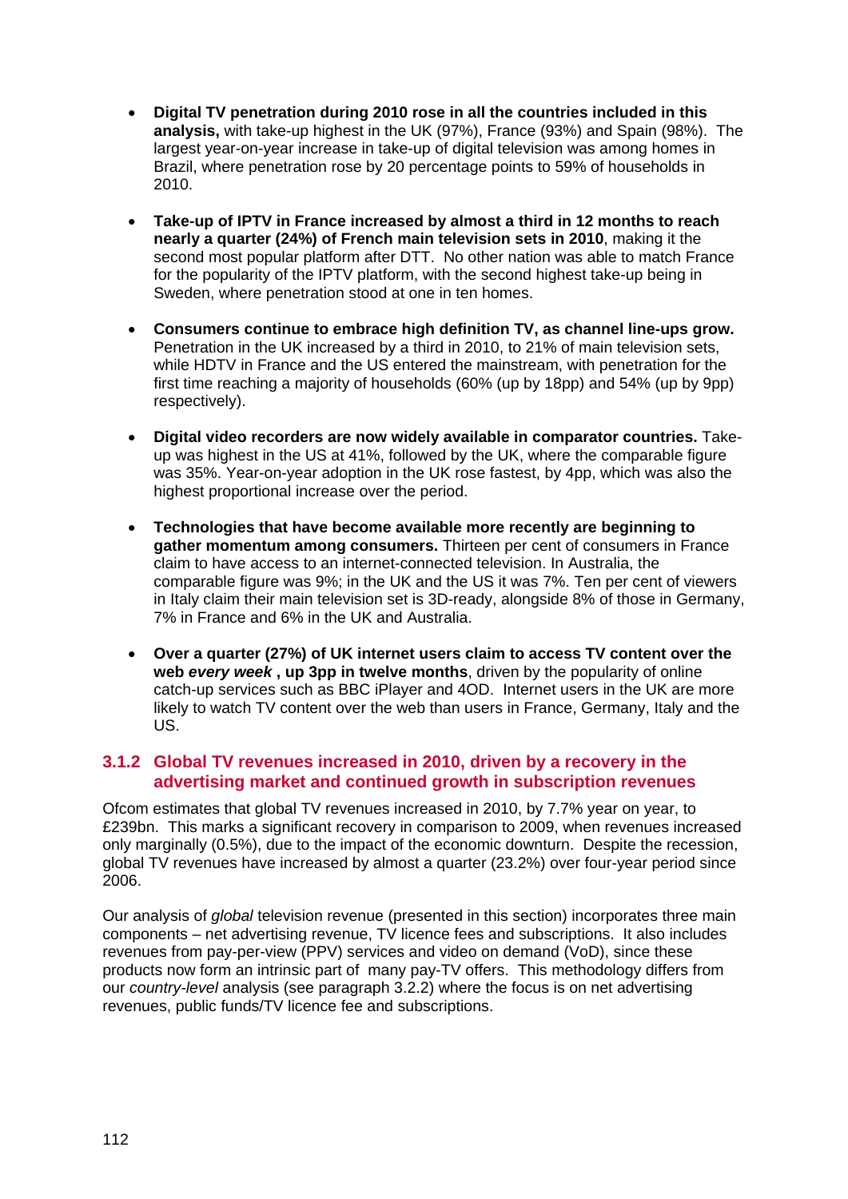- **Digital TV penetration during 2010 rose in all the countries included in this analysis,** with take-up highest in the UK (97%), France (93%) and Spain (98%). The largest year-on-year increase in take-up of digital television was among homes in Brazil, where penetration rose by 20 percentage points to 59% of households in 2010.

- **Take-up of IPTV in France increased by almost a third in 12 months to reach nearly a quarter (24%) of French main television sets in 2010**, making it the second most popular platform after DTT. No other nation was able to match France for the popularity of the IPTV platform, with the second highest take-up being in Sweden, where penetration stood at one in ten homes.

- **Consumers continue to embrace high definition TV, as channel line-ups grow.** Penetration in the UK increased by a third in 2010, to 21% of main television sets, while HDTV in France and the US entered the mainstream, with penetration for the first time reaching a majority of households (60% (up by 18pp) and 54% (up by 9pp) respectively).

- **Digital video recorders are now widely available in comparator countries.** Take-up was highest in the US at 41%, followed by the UK, where the comparable figure was 35%. Year-on-year adoption in the UK rose fastest, by 4pp, which was also the highest proportional increase over the period.

- **Technologies that have become available more recently are beginning to gather momentum among consumers.** Thirteen per cent of consumers in France claim to have access to an internet-connected television. In Australia, the comparable figure was 9%; in the UK and the US it was 7%. Ten per cent of viewers in Italy claim their main television set is 3D-ready, alongside 8% of those in Germany, 7% in France and 6% in the UK and Australia.

- **Over a quarter (27%) of UK internet users claim to access TV content over the web *every week* , up 3pp in twelve months**, driven by the popularity of online catch-up services such as BBC iPlayer and 4OD. Internet users in the UK are more likely to watch TV content over the web than users in France, Germany, Italy and the US.

### 3.1.2 Global TV revenues increased in 2010, driven by a recovery in the advertising market and continued growth in subscription revenues

Ofcom estimates that global TV revenues increased in 2010, by 7.7% year on year, to £239bn. This marks a significant recovery in comparison to 2009, when revenues increased only marginally (0.5%), due to the impact of the economic downturn. Despite the recession, global TV revenues have increased by almost a quarter (23.2%) over four-year period since 2006.

Our analysis of *global* television revenue (presented in this section) incorporates three main components – net advertising revenue, TV licence fees and subscriptions. It also includes revenues from pay-per-view (PPV) services and video on demand (VoD), since these products now form an intrinsic part of many pay-TV offers. This methodology differs from our *country-level* analysis (see paragraph 3.2.2) where the focus is on net advertising revenues, public funds/TV licence fee and subscriptions.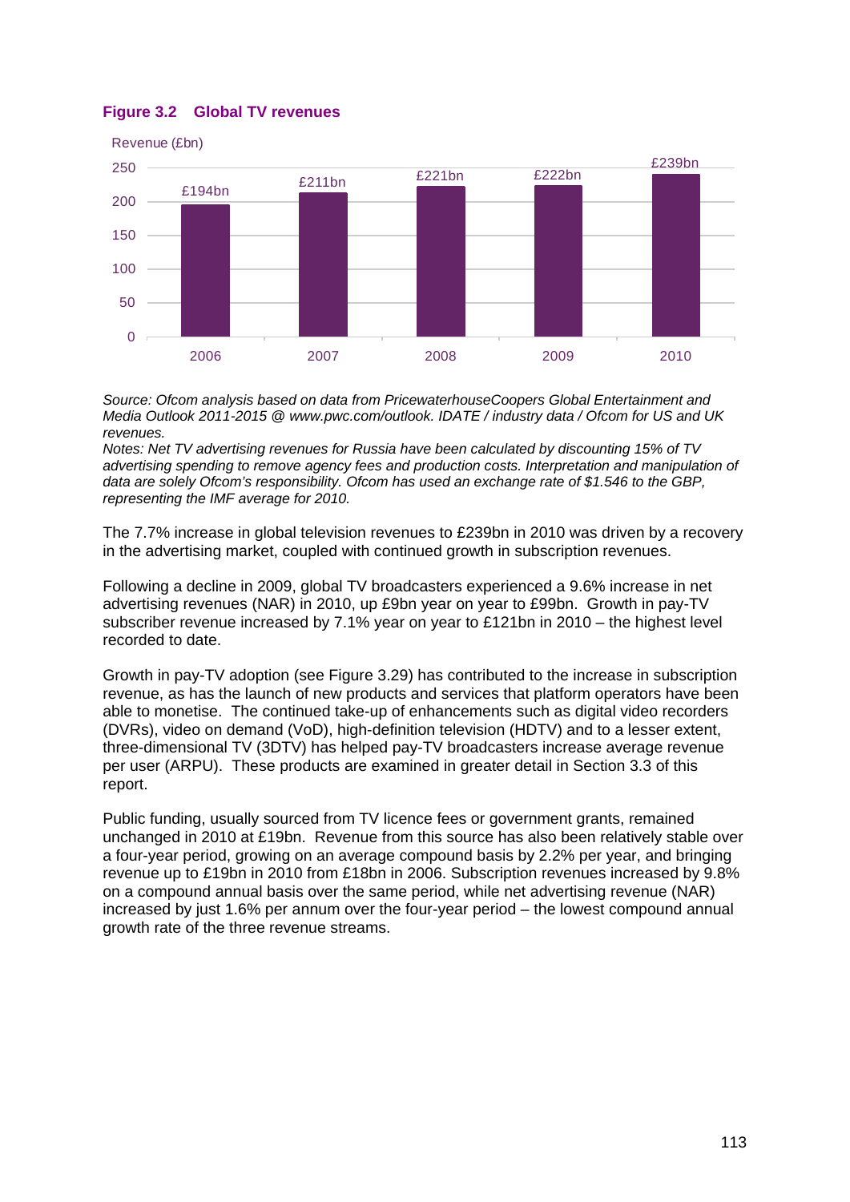**Figure 3.2 Global TV revenues**

Revenue (£bn)

| Year | Revenue |
| --- | --- |
| 2006 | £194bn |
| 2007 | £211bn |
| 2008 | £221bn |
| 2009 | £222bn |
| 2010 | £239bn |

*Source: Ofcom analysis based on data from PricewaterhouseCoopers Global Entertainment and Media Outlook 2011-2015 @ www.pwc.com/outlook. IDATE / industry data / Ofcom for US and UK revenues.*

*Notes: Net TV advertising revenues for Russia have been calculated by discounting 15% of TV advertising spending to remove agency fees and production costs. Interpretation and manipulation of data are solely Ofcom's responsibility. Ofcom has used an exchange rate of $1.546 to the GBP, representing the IMF average for 2010.*

The 7.7% increase in global television revenues to £239bn in 2010 was driven by a recovery in the advertising market, coupled with continued growth in subscription revenues.

Following a decline in 2009, global TV broadcasters experienced a 9.6% increase in net advertising revenues (NAR) in 2010, up £9bn year on year to £99bn. Growth in pay-TV subscriber revenue increased by 7.1% year on year to £121bn in 2010 – the highest level recorded to date.

Growth in pay-TV adoption (see Figure 3.29) has contributed to the increase in subscription revenue, as has the launch of new products and services that platform operators have been able to monetise. The continued take-up of enhancements such as digital video recorders (DVRs), video on demand (VoD), high-definition television (HDTV) and to a lesser extent, three-dimensional TV (3DTV) has helped pay-TV broadcasters increase average revenue per user (ARPU). These products are examined in greater detail in Section 3.3 of this report.

Public funding, usually sourced from TV licence fees or government grants, remained unchanged in 2010 at £19bn. Revenue from this source has also been relatively stable over a four-year period, growing on an average compound basis by 2.2% per year, and bringing revenue up to £19bn in 2010 from £18bn in 2006. Subscription revenues increased by 9.8% on a compound annual basis over the same period, while net advertising revenue (NAR) increased by just 1.6% per annum over the four-year period – the lowest compound annual growth rate of the three revenue streams.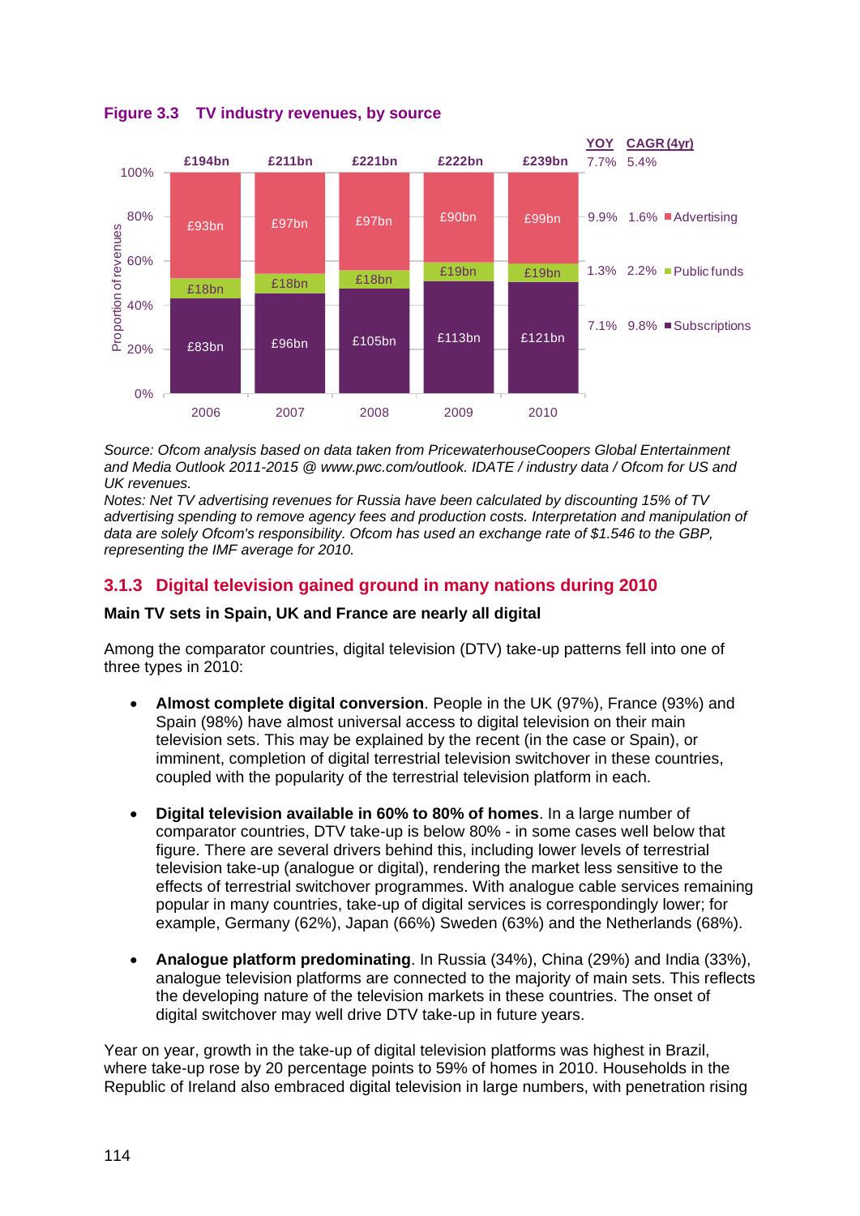**Figure 3.3 TV industry revenues, by source**

| | 2006 | 2007 | 2008 | 2009 | 2010 | YOY | CAGR (4yr) |
|---|---|---|---|---|---|---|---|
| Total | £194bn | £211bn | £221bn | £222bn | £239bn | 7.7% | 5.4% |
| Advertising | £93bn | £97bn | £97bn | £90bn | £99bn | 9.9% | 1.6% |
| Public funds | £18bn | £18bn | £18bn | £19bn | £19bn | 1.3% | 2.2% |
| Subscriptions | £83bn | £96bn | £105bn | £113bn | £121bn | 7.1% | 9.8% |

*Source: Ofcom analysis based on data taken from PricewaterhouseCoopers Global Entertainment and Media Outlook 2011-2015 @ www.pwc.com/outlook. IDATE / industry data / Ofcom for US and UK revenues.*
*Notes: Net TV advertising revenues for Russia have been calculated by discounting 15% of TV advertising spending to remove agency fees and production costs. Interpretation and manipulation of data are solely Ofcom's responsibility. Ofcom has used an exchange rate of $1.546 to the GBP, representing the IMF average for 2010.*

## 3.1.3 Digital television gained ground in many nations during 2010

**Main TV sets in Spain, UK and France are nearly all digital**

Among the comparator countries, digital television (DTV) take-up patterns fell into one of three types in 2010:

- **Almost complete digital conversion**. People in the UK (97%), France (93%) and Spain (98%) have almost universal access to digital television on their main television sets. This may be explained by the recent (in the case or Spain), or imminent, completion of digital terrestrial television switchover in these countries, coupled with the popularity of the terrestrial television platform in each.
- **Digital television available in 60% to 80% of homes**. In a large number of comparator countries, DTV take-up is below 80% - in some cases well below that figure. There are several drivers behind this, including lower levels of terrestrial television take-up (analogue or digital), rendering the market less sensitive to the effects of terrestrial switchover programmes. With analogue cable services remaining popular in many countries, take-up of digital services is correspondingly lower; for example, Germany (62%), Japan (66%) Sweden (63%) and the Netherlands (68%).
- **Analogue platform predominating**. In Russia (34%), China (29%) and India (33%), analogue television platforms are connected to the majority of main sets. This reflects the developing nature of the television markets in these countries. The onset of digital switchover may well drive DTV take-up in future years.

Year on year, growth in the take-up of digital television platforms was highest in Brazil, where take-up rose by 20 percentage points to 59% of homes in 2010. Households in the Republic of Ireland also embraced digital television in large numbers, with penetration rising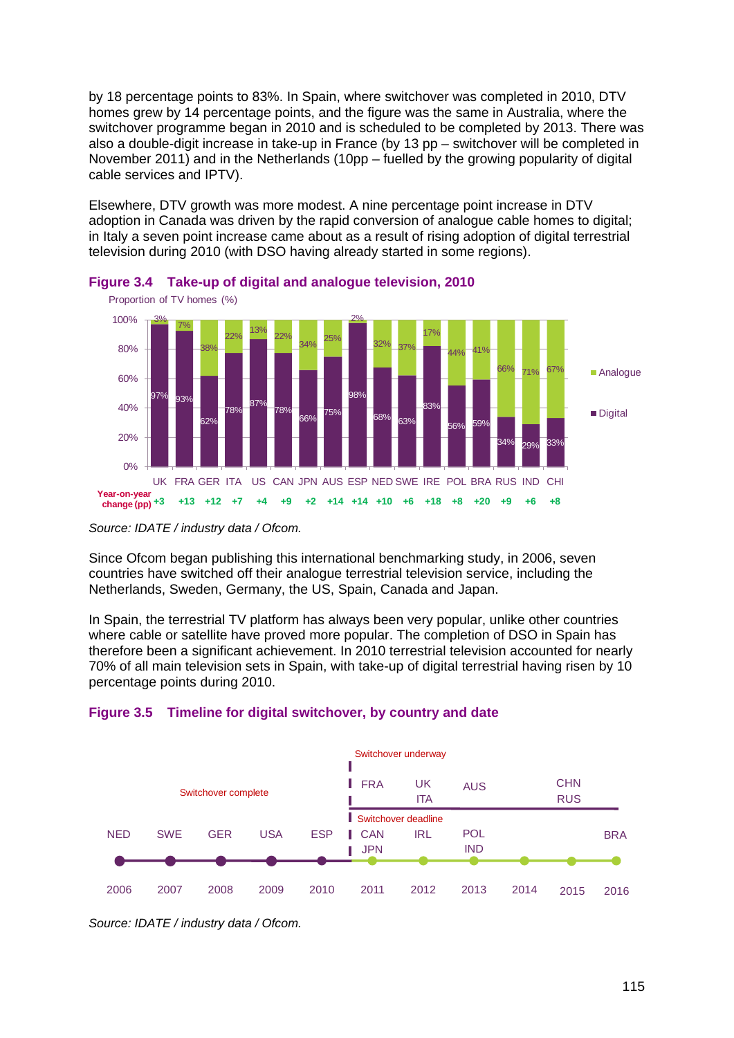by 18 percentage points to 83%. In Spain, where switchover was completed in 2010, DTV homes grew by 14 percentage points, and the figure was the same in Australia, where the switchover programme began in 2010 and is scheduled to be completed by 2013. There was also a double-digit increase in take-up in France (by 13 pp – switchover will be completed in November 2011) and in the Netherlands (10pp – fuelled by the growing popularity of digital cable services and IPTV).

Elsewhere, DTV growth was more modest. A nine percentage point increase in DTV adoption in Canada was driven by the rapid conversion of analogue cable homes to digital; in Italy a seven point increase came about as a result of rising adoption of digital terrestrial television during 2010 (with DSO having already started in some regions).

**Figure 3.4 Take-up of digital and analogue television, 2010**

Proportion of TV homes (%)

| | UK | FRA | GER | ITA | US | CAN | JPN | AUS | ESP | NED | SWE | IRE | POL | BRA | RUS | IND | CHI |
|---|---|---|---|---|---|---|---|---|---|---|---|---|---|---|---|---|---|
| Analogue | 3% | 7% | 38% | 22% | 13% | 22% | 34% | 25% | 2% | 32% | 37% | 17% | 44% | 41% | 66% | 71% | 67% |
| Digital | 97% | 93% | 62% | 78% | 87% | 78% | 66% | 75% | 98% | 68% | 63% | 83% | 56% | 59% | 34% | 29% | 33% |
| Year-on-year change (pp) | +3 | +13 | +12 | +7 | +4 | +9 | +2 | +14 | +14 | +10 | +6 | +18 | +8 | +20 | +9 | +6 | +8 |

*Source: IDATE / industry data / Ofcom.*

Since Ofcom began publishing this international benchmarking study, in 2006, seven countries have switched off their analogue terrestrial television service, including the Netherlands, Sweden, Germany, the US, Spain, Canada and Japan.

In Spain, the terrestrial TV platform has always been very popular, unlike other countries where cable or satellite have proved more popular. The completion of DSO in Spain has therefore been a significant achievement. In 2010 terrestrial television accounted for nearly 70% of all main television sets in Spain, with take-up of digital terrestrial having risen by 10 percentage points during 2010.

**Figure 3.5 Timeline for digital switchover, by country and date**

| Year | Switchover complete | Switchover underway | Switchover deadline |
|---|---|---|---|
| 2006 | NED | | |
| 2007 | SWE | | |
| 2008 | GER | | |
| 2009 | USA | | |
| 2010 | ESP | | |
| 2011 | | FRA | CAN, JPN |
| 2012 | | UK, ITA | IRL |
| 2013 | | AUS | POL, IND |
| 2014 | | | |
| 2015 | | CHN, RUS | |
| 2016 | | | BRA |

*Source: IDATE / industry data / Ofcom.*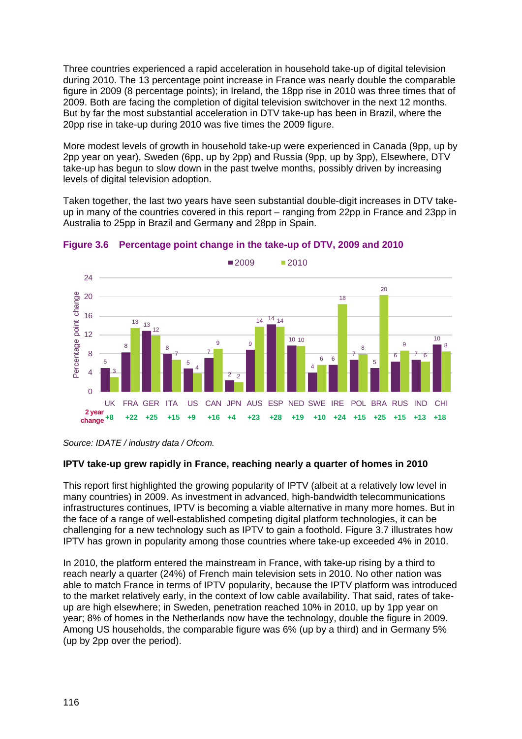Three countries experienced a rapid acceleration in household take-up of digital television during 2010. The 13 percentage point increase in France was nearly double the comparable figure in 2009 (8 percentage points); in Ireland, the 18pp rise in 2010 was three times that of 2009. Both are facing the completion of digital television switchover in the next 12 months. But by far the most substantial acceleration in DTV take-up has been in Brazil, where the 20pp rise in take-up during 2010 was five times the 2009 figure.

More modest levels of growth in household take-up were experienced in Canada (9pp, up by 2pp year on year), Sweden (6pp, up by 2pp) and Russia (9pp, up by 3pp), Elsewhere, DTV take-up has begun to slow down in the past twelve months, possibly driven by increasing levels of digital television adoption.

Taken together, the last two years have seen substantial double-digit increases in DTV take-up in many of the countries covered in this report – ranging from 22pp in France and 23pp in Australia to 25pp in Brazil and Germany and 28pp in Spain.

**Figure 3.6 Percentage point change in the take-up of DTV, 2009 and 2010**

| | UK | FRA | GER | ITA | US | CAN | JPN | AUS | ESP | NED | SWE | IRE | POL | BRA | RUS | IND | CHI |
|---|---|---|---|---|---|---|---|---|---|---|---|---|---|---|---|---|---|
| 2009 | 5 | 8 | 13 | 8 | 5 | 7 | 2 | 9 | 14 | 10 | 4 | 6 | 7 | 5 | 6 | 7 | 10 |
| 2010 | 3 | 13 | 12 | 7 | 4 | 9 | 2 | 14 | 14 | 10 | 6 | 18 | 8 | 20 | 9 | 6 | 8 |
| 2 year change | +8 | +22 | +25 | +15 | +9 | +16 | +4 | +23 | +28 | +19 | +10 | +24 | +15 | +25 | +15 | +13 | +18 |

*Source: IDATE / industry data / Ofcom.*

**IPTV take-up grew rapidly in France, reaching nearly a quarter of homes in 2010**

This report first highlighted the growing popularity of IPTV (albeit at a relatively low level in many countries) in 2009. As investment in advanced, high-bandwidth telecommunications infrastructures continues, IPTV is becoming a viable alternative in many more homes. But in the face of a range of well-established competing digital platform technologies, it can be challenging for a new technology such as IPTV to gain a foothold. Figure 3.7 illustrates how IPTV has grown in popularity among those countries where take-up exceeded 4% in 2010.

In 2010, the platform entered the mainstream in France, with take-up rising by a third to reach nearly a quarter (24%) of French main television sets in 2010. No other nation was able to match France in terms of IPTV popularity, because the IPTV platform was introduced to the market relatively early, in the context of low cable availability. That said, rates of take-up are high elsewhere; in Sweden, penetration reached 10% in 2010, up by 1pp year on year; 8% of homes in the Netherlands now have the technology, double the figure in 2009. Among US households, the comparable figure was 6% (up by a third) and in Germany 5% (up by 2pp over the period).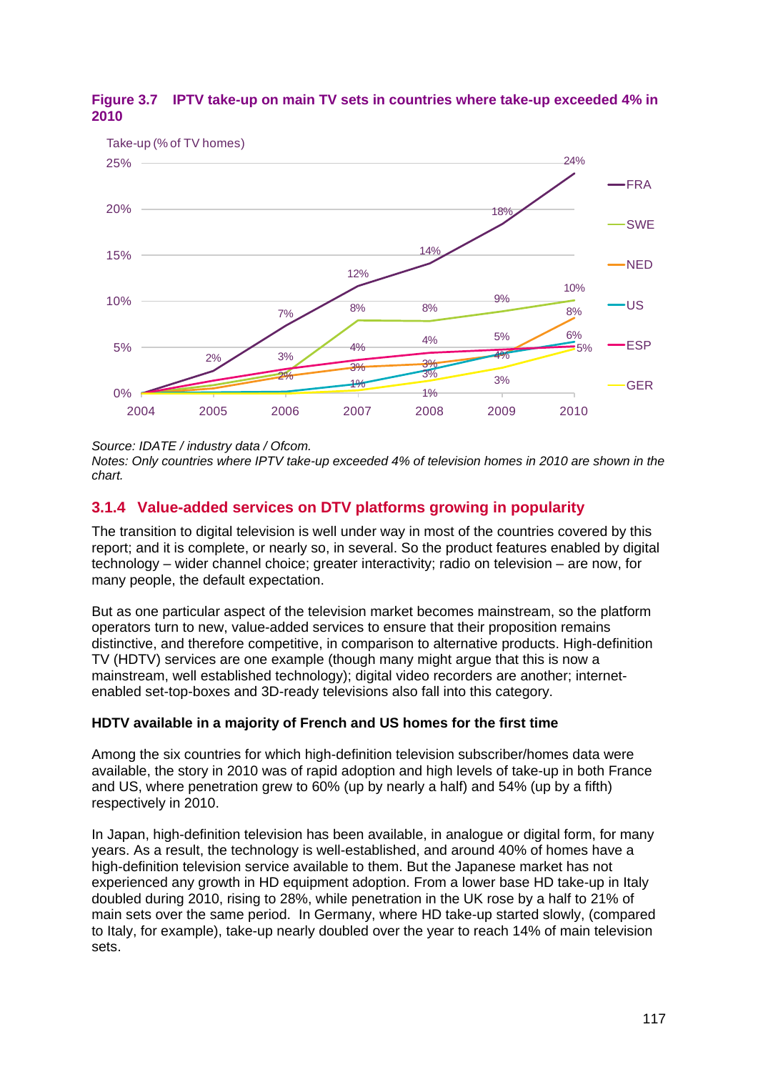**Figure 3.7 IPTV take-up on main TV sets in countries where take-up exceeded 4% in 2010**

*Source: IDATE / industry data / Ofcom.*
*Notes: Only countries where IPTV take-up exceeded 4% of television homes in 2010 are shown in the chart.*

## 3.1.4 Value-added services on DTV platforms growing in popularity

The transition to digital television is well under way in most of the countries covered by this report; and it is complete, or nearly so, in several. So the product features enabled by digital technology – wider channel choice; greater interactivity; radio on television – are now, for many people, the default expectation.

But as one particular aspect of the television market becomes mainstream, so the platform operators turn to new, value-added services to ensure that their proposition remains distinctive, and therefore competitive, in comparison to alternative products. High-definition TV (HDTV) services are one example (though many might argue that this is now a mainstream, well established technology); digital video recorders are another; internet-enabled set-top-boxes and 3D-ready televisions also fall into this category.

**HDTV available in a majority of French and US homes for the first time**

Among the six countries for which high-definition television subscriber/homes data were available, the story in 2010 was of rapid adoption and high levels of take-up in both France and US, where penetration grew to 60% (up by nearly a half) and 54% (up by a fifth) respectively in 2010.

In Japan, high-definition television has been available, in analogue or digital form, for many years. As a result, the technology is well-established, and around 40% of homes have a high-definition television service available to them. But the Japanese market has not experienced any growth in HD equipment adoption. From a lower base HD take-up in Italy doubled during 2010, rising to 28%, while penetration in the UK rose by a half to 21% of main sets over the same period. In Germany, where HD take-up started slowly, (compared to Italy, for example), take-up nearly doubled over the year to reach 14% of main television sets.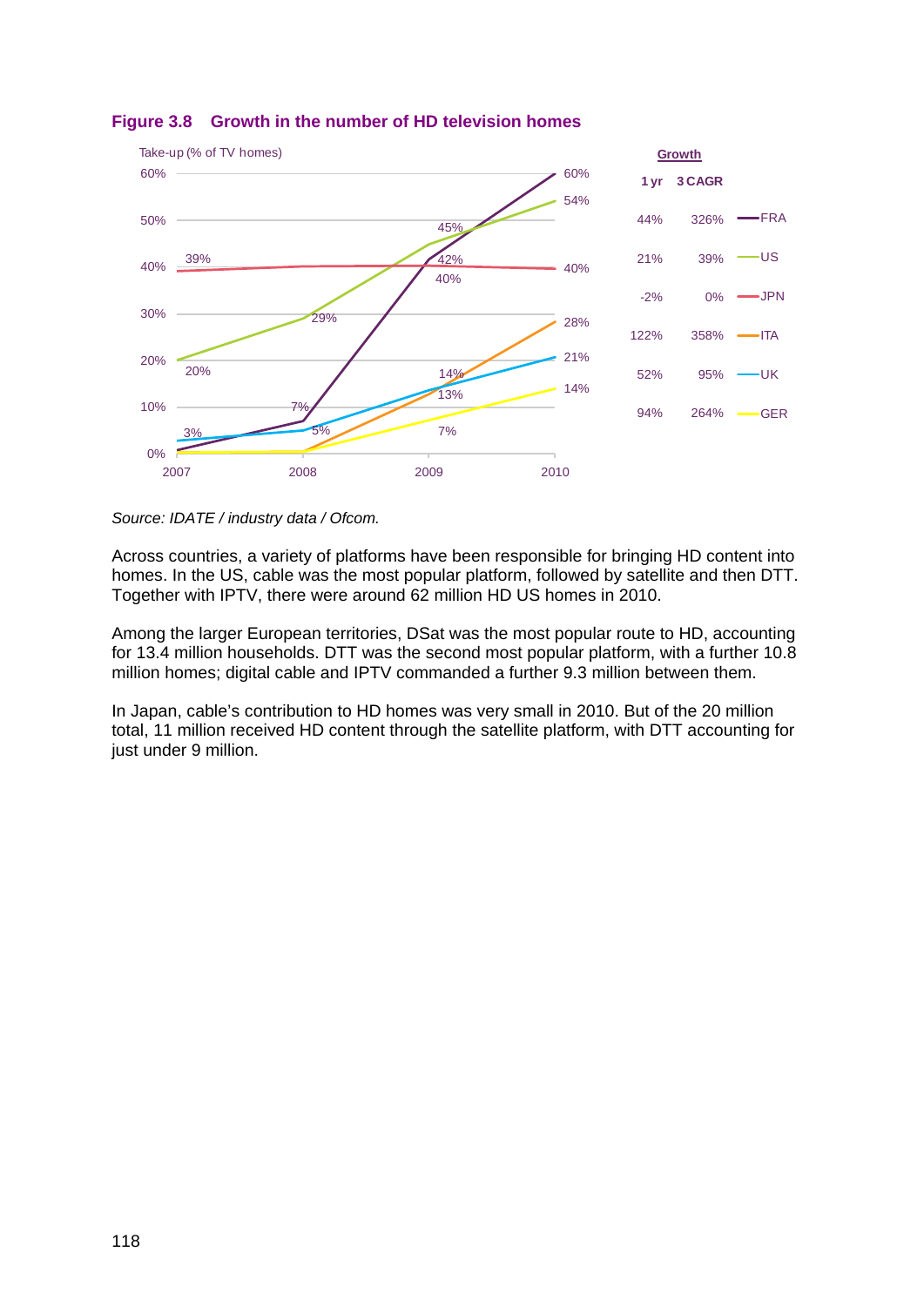**Figure 3.8 Growth in the number of HD television homes**

| Country | 1 yr growth | 3 CAGR |
|---|---|---|
| FRA | 44% | 326% |
| US | 21% | 39% |
| JPN | -2% | 0% |
| ITA | 122% | 358% |
| UK | 52% | 95% |
| GER | 94% | 264% |

*Source: IDATE / industry data / Ofcom.*

Across countries, a variety of platforms have been responsible for bringing HD content into homes. In the US, cable was the most popular platform, followed by satellite and then DTT. Together with IPTV, there were around 62 million HD US homes in 2010.

Among the larger European territories, DSat was the most popular route to HD, accounting for 13.4 million households. DTT was the second most popular platform, with a further 10.8 million homes; digital cable and IPTV commanded a further 9.3 million between them.

In Japan, cable's contribution to HD homes was very small in 2010. But of the 20 million total, 11 million received HD content through the satellite platform, with DTT accounting for just under 9 million.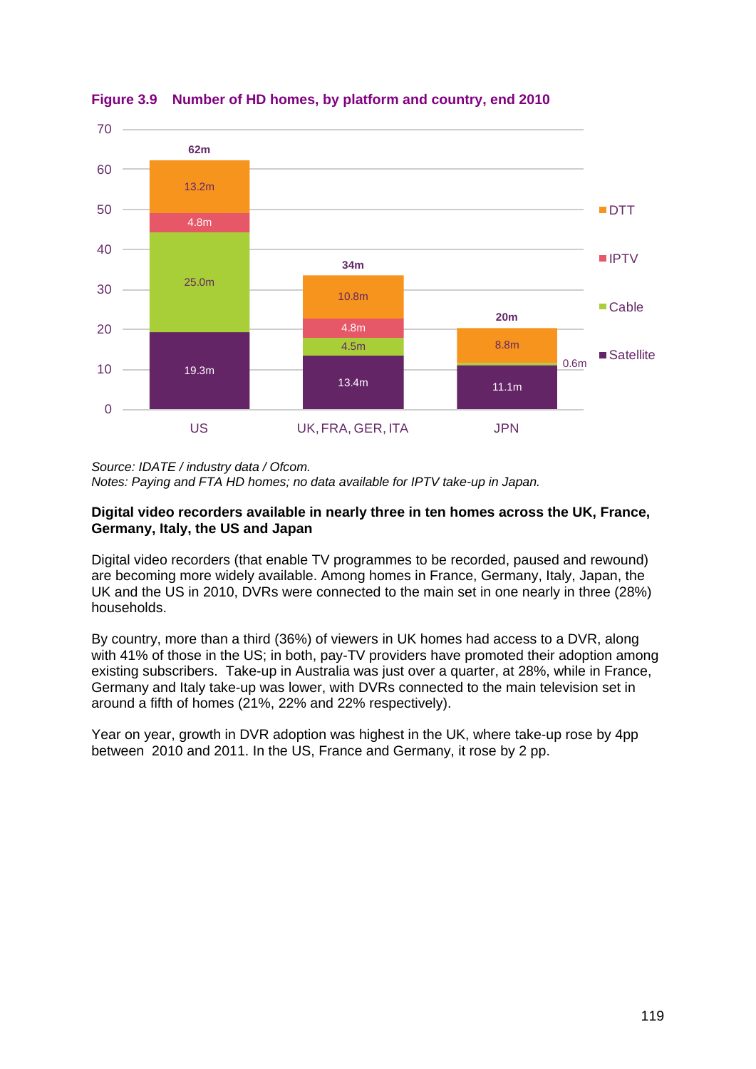**Figure 3.9 Number of HD homes, by platform and country, end 2010**

| | US | UK, FRA, GER, ITA | JPN |
|---|---|---|---|
| DTT | 13.2m | 10.8m | 8.8m |
| IPTV | 4.8m | 4.8m | |
| Cable | 25.0m | 4.5m | 0.6m |
| Satellite | 19.3m | 13.4m | 11.1m |
| Total | 62m | 34m | 20m |

*Source: IDATE / industry data / Ofcom.*
*Notes: Paying and FTA HD homes; no data available for IPTV take-up in Japan.*

**Digital video recorders available in nearly three in ten homes across the UK, France, Germany, Italy, the US and Japan**

Digital video recorders (that enable TV programmes to be recorded, paused and rewound) are becoming more widely available. Among homes in France, Germany, Italy, Japan, the UK and the US in 2010, DVRs were connected to the main set in one nearly in three (28%) households.

By country, more than a third (36%) of viewers in UK homes had access to a DVR, along with 41% of those in the US; in both, pay-TV providers have promoted their adoption among existing subscribers. Take-up in Australia was just over a quarter, at 28%, while in France, Germany and Italy take-up was lower, with DVRs connected to the main television set in around a fifth of homes (21%, 22% and 22% respectively).

Year on year, growth in DVR adoption was highest in the UK, where take-up rose by 4pp between 2010 and 2011. In the US, France and Germany, it rose by 2 pp.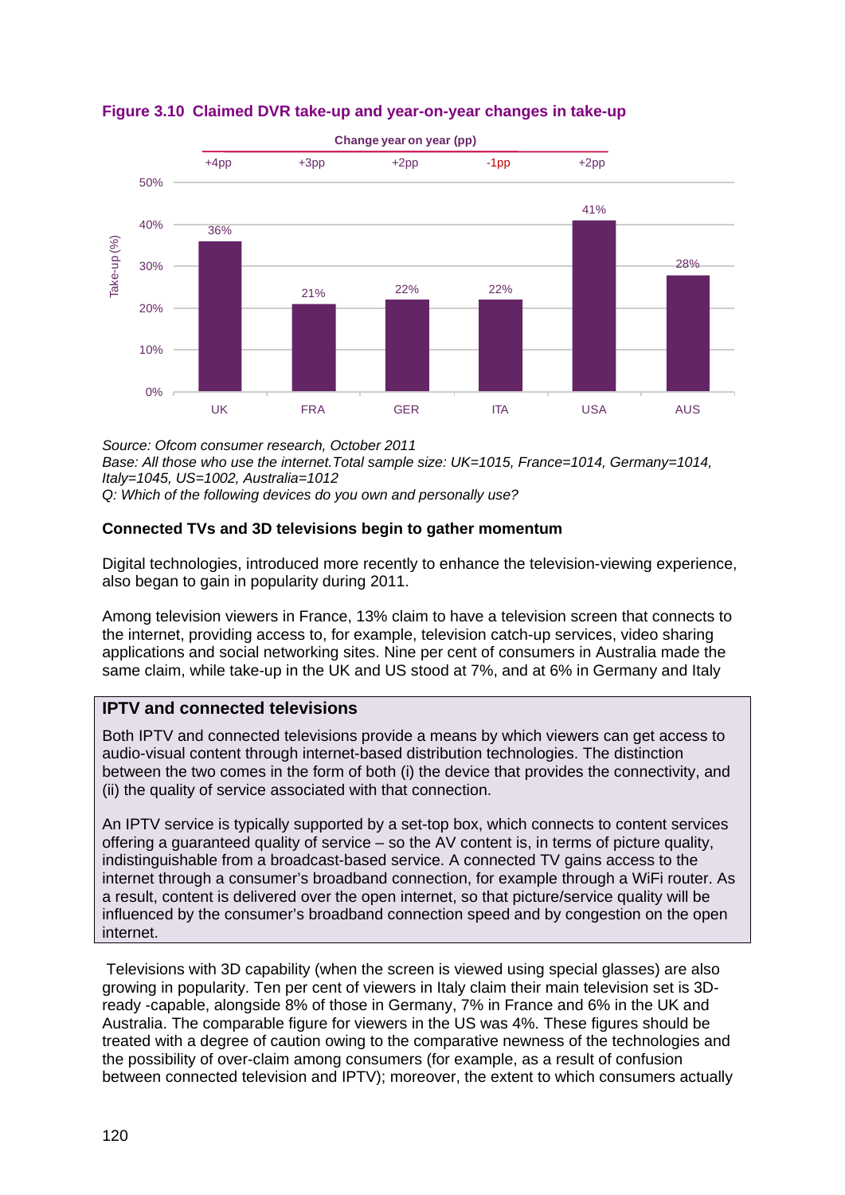**Figure 3.10 Claimed DVR take-up and year-on-year changes in take-up**

| | UK | FRA | GER | ITA | USA | AUS |
|---|---|---|---|---|---|---|
| Take-up (%) | 36% | 21% | 22% | 22% | 41% | 28% |
| Change year on year (pp) | +4pp | +3pp | +2pp | -1pp | +2pp | |

*Source: Ofcom consumer research, October 2011*
*Base: All those who use the internet.Total sample size: UK=1015, France=1014, Germany=1014, Italy=1045, US=1002, Australia=1012*
*Q: Which of the following devices do you own and personally use?*

**Connected TVs and 3D televisions begin to gather momentum**

Digital technologies, introduced more recently to enhance the television-viewing experience, also began to gain in popularity during 2011.

Among television viewers in France, 13% claim to have a television screen that connects to the internet, providing access to, for example, television catch-up services, video sharing applications and social networking sites. Nine per cent of consumers in Australia made the same claim, while take-up in the UK and US stood at 7%, and at 6% in Germany and Italy

**IPTV and connected televisions**

Both IPTV and connected televisions provide a means by which viewers can get access to audio-visual content through internet-based distribution technologies. The distinction between the two comes in the form of both (i) the device that provides the connectivity, and (ii) the quality of service associated with that connection.

An IPTV service is typically supported by a set-top box, which connects to content services offering a guaranteed quality of service – so the AV content is, in terms of picture quality, indistinguishable from a broadcast-based service. A connected TV gains access to the internet through a consumer's broadband connection, for example through a WiFi router. As a result, content is delivered over the open internet, so that picture/service quality will be influenced by the consumer's broadband connection speed and by congestion on the open internet.

Televisions with 3D capability (when the screen is viewed using special glasses) are also growing in popularity. Ten per cent of viewers in Italy claim their main television set is 3D-ready -capable, alongside 8% of those in Germany, 7% in France and 6% in the UK and Australia. The comparable figure for viewers in the US was 4%. These figures should be treated with a degree of caution owing to the comparative newness of the technologies and the possibility of over-claim among consumers (for example, as a result of confusion between connected television and IPTV); moreover, the extent to which consumers actually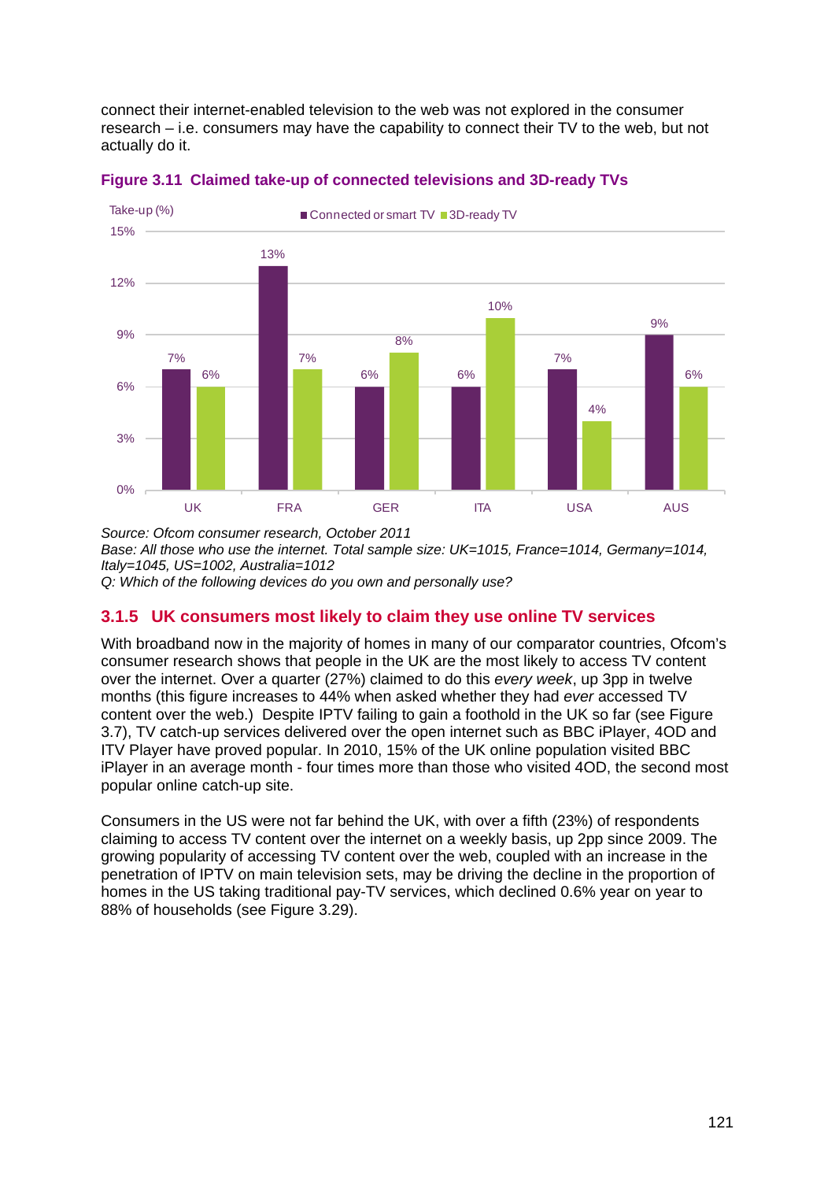connect their internet-enabled television to the web was not explored in the consumer research – i.e. consumers may have the capability to connect their TV to the web, but not actually do it.

**Figure 3.11 Claimed take-up of connected televisions and 3D-ready TVs**

| Take-up (%) | UK | FRA | GER | ITA | USA | AUS |
|---|---|---|---|---|---|---|
| Connected or smart TV | 7% | 13% | 6% | 6% | 7% | 9% |
| 3D-ready TV | 6% | 7% | 8% | 10% | 4% | 6% |

*Source: Ofcom consumer research, October 2011*
*Base: All those who use the internet. Total sample size: UK=1015, France=1014, Germany=1014, Italy=1045, US=1002, Australia=1012*
*Q: Which of the following devices do you own and personally use?*

### 3.1.5 UK consumers most likely to claim they use online TV services

With broadband now in the majority of homes in many of our comparator countries, Ofcom's consumer research shows that people in the UK are the most likely to access TV content over the internet. Over a quarter (27%) claimed to do this *every week*, up 3pp in twelve months (this figure increases to 44% when asked whether they had *ever* accessed TV content over the web.) Despite IPTV failing to gain a foothold in the UK so far (see Figure 3.7), TV catch-up services delivered over the open internet such as BBC iPlayer, 4OD and ITV Player have proved popular. In 2010, 15% of the UK online population visited BBC iPlayer in an average month - four times more than those who visited 4OD, the second most popular online catch-up site.

Consumers in the US were not far behind the UK, with over a fifth (23%) of respondents claiming to access TV content over the internet on a weekly basis, up 2pp since 2009. The growing popularity of accessing TV content over the web, coupled with an increase in the penetration of IPTV on main television sets, may be driving the decline in the proportion of homes in the US taking traditional pay-TV services, which declined 0.6% year on year to 88% of households (see Figure 3.29).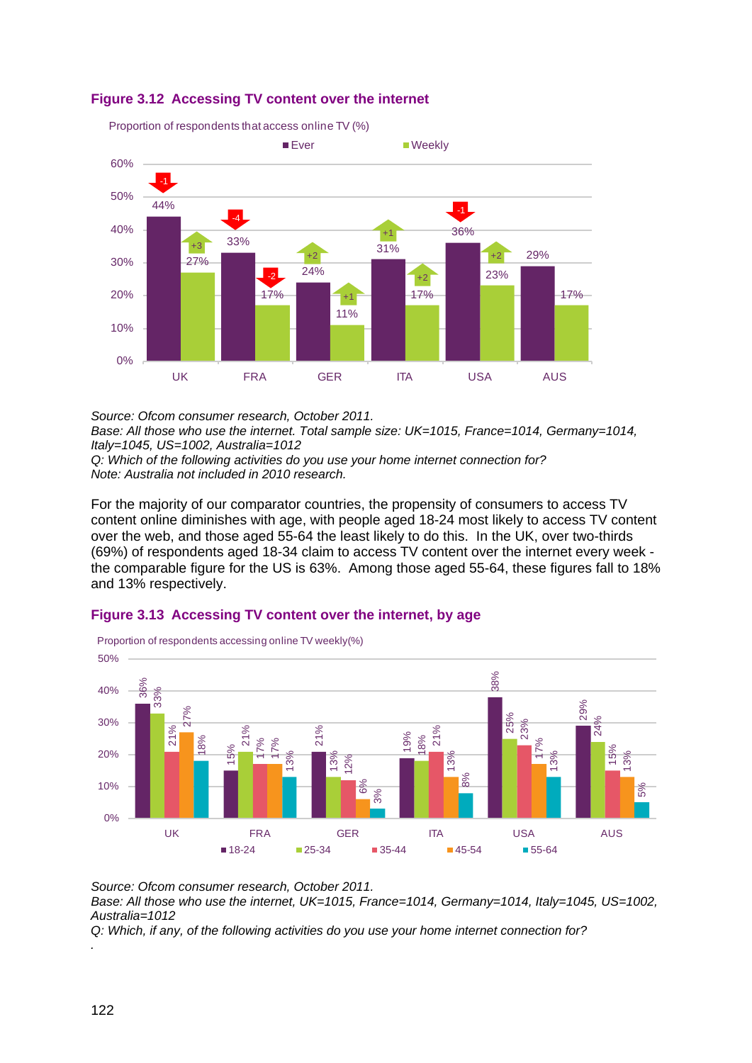**Figure 3.12 Accessing TV content over the internet**

Proportion of respondents that access online TV (%)

| | UK | FRA | GER | ITA | USA | AUS |
|---|---|---|---|---|---|---|
| Ever | 44% (-1) | 33% (-4) | 24% (+2) | 31% (+1) | 36% (-1) | 29% |
| Weekly | 27% (+3) | 17% (-2) | 11% (+1) | 17% (+2) | 23% (+2) | 17% |

*Source: Ofcom consumer research, October 2011.*
*Base: All those who use the internet. Total sample size: UK=1015, France=1014, Germany=1014, Italy=1045, US=1002, Australia=1012*
*Q: Which of the following activities do you use your home internet connection for?*
*Note: Australia not included in 2010 research.*

For the majority of our comparator countries, the propensity of consumers to access TV content online diminishes with age, with people aged 18-24 most likely to access TV content over the web, and those aged 55-64 the least likely to do this. In the UK, over two-thirds (69%) of respondents aged 18-34 claim to access TV content over the internet every week - the comparable figure for the US is 63%. Among those aged 55-64, these figures fall to 18% and 13% respectively.

**Figure 3.13 Accessing TV content over the internet, by age**

Proportion of respondents accessing online TV weekly(%)

| | UK | FRA | GER | ITA | USA | AUS |
|---|---|---|---|---|---|---|
| 18-24 | 36% | 15% | 21% | 19% | 38% | 29% |
| 25-34 | 33% | 21% | 13% | 18% | 25% | 24% |
| 35-44 | 21% | 17% | 12% | 21% | 23% | 15% |
| 45-54 | 27% | 17% | 6% | 13% | 17% | 13% |
| 55-64 | 18% | 13% | 3% | 8% | 13% | 5% |

*Source: Ofcom consumer research, October 2011.*
*Base: All those who use the internet, UK=1015, France=1014, Germany=1014, Italy=1045, US=1002, Australia=1012*
*Q: Which, if any, of the following activities do you use your home internet connection for?*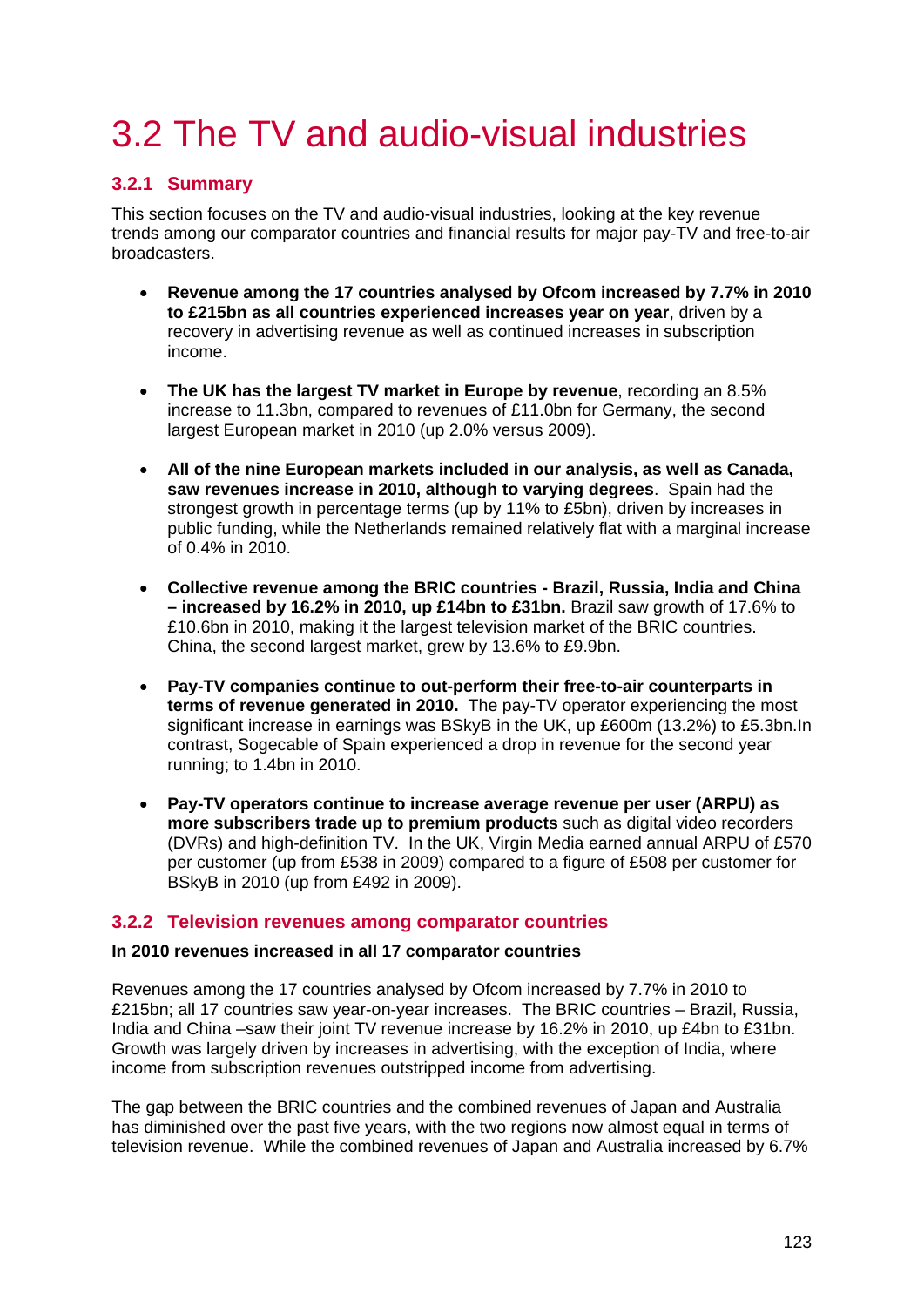# 3.2 The TV and audio-visual industries

## 3.2.1 Summary

This section focuses on the TV and audio-visual industries, looking at the key revenue trends among our comparator countries and financial results for major pay-TV and free-to-air broadcasters.

- **Revenue among the 17 countries analysed by Ofcom increased by 7.7% in 2010 to £215bn as all countries experienced increases year on year**, driven by a recovery in advertising revenue as well as continued increases in subscription income.
- **The UK has the largest TV market in Europe by revenue**, recording an 8.5% increase to 11.3bn, compared to revenues of £11.0bn for Germany, the second largest European market in 2010 (up 2.0% versus 2009).
- **All of the nine European markets included in our analysis, as well as Canada, saw revenues increase in 2010, although to varying degrees**. Spain had the strongest growth in percentage terms (up by 11% to £5bn), driven by increases in public funding, while the Netherlands remained relatively flat with a marginal increase of 0.4% in 2010.
- **Collective revenue among the BRIC countries - Brazil, Russia, India and China – increased by 16.2% in 2010, up £14bn to £31bn.** Brazil saw growth of 17.6% to £10.6bn in 2010, making it the largest television market of the BRIC countries. China, the second largest market, grew by 13.6% to £9.9bn.
- **Pay-TV companies continue to out-perform their free-to-air counterparts in terms of revenue generated in 2010.** The pay-TV operator experiencing the most significant increase in earnings was BSkyB in the UK, up £600m (13.2%) to £5.3bn.In contrast, Sogecable of Spain experienced a drop in revenue for the second year running; to 1.4bn in 2010.
- **Pay-TV operators continue to increase average revenue per user (ARPU) as more subscribers trade up to premium products** such as digital video recorders (DVRs) and high-definition TV. In the UK, Virgin Media earned annual ARPU of £570 per customer (up from £538 in 2009) compared to a figure of £508 per customer for BSkyB in 2010 (up from £492 in 2009).

## 3.2.2 Television revenues among comparator countries

**In 2010 revenues increased in all 17 comparator countries**

Revenues among the 17 countries analysed by Ofcom increased by 7.7% in 2010 to £215bn; all 17 countries saw year-on-year increases. The BRIC countries – Brazil, Russia, India and China –saw their joint TV revenue increase by 16.2% in 2010, up £4bn to £31bn. Growth was largely driven by increases in advertising, with the exception of India, where income from subscription revenues outstripped income from advertising.

The gap between the BRIC countries and the combined revenues of Japan and Australia has diminished over the past five years, with the two regions now almost equal in terms of television revenue. While the combined revenues of Japan and Australia increased by 6.7%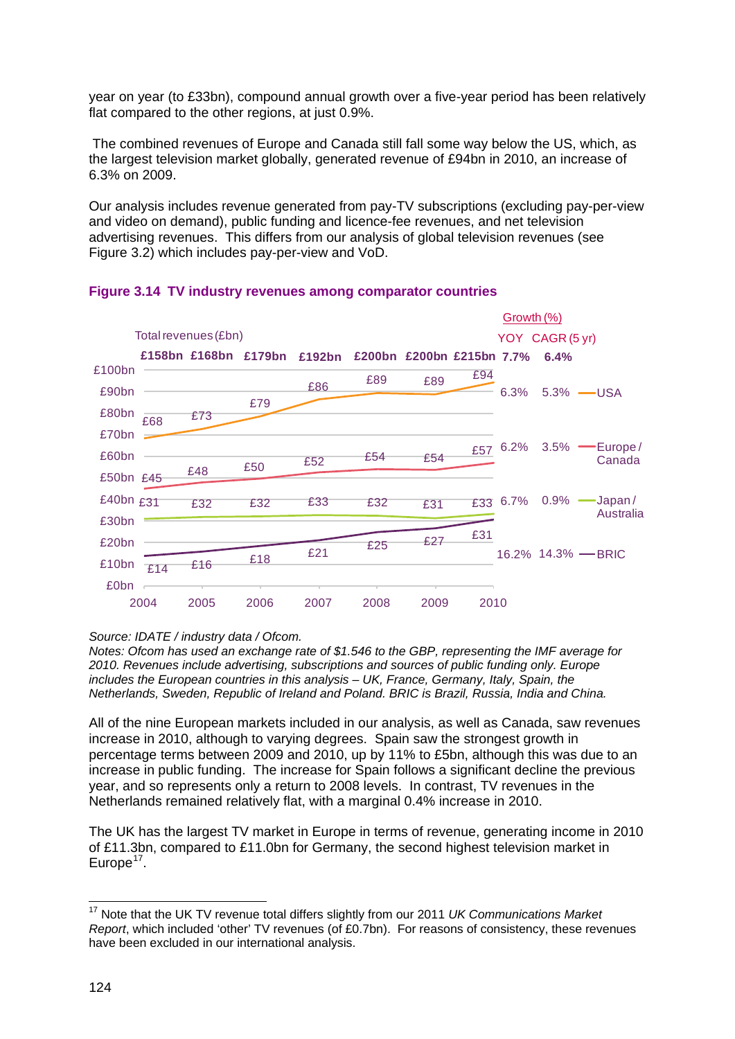year on year (to £33bn), compound annual growth over a five-year period has been relatively flat compared to the other regions, at just 0.9%.

The combined revenues of Europe and Canada still fall some way below the US, which, as the largest television market globally, generated revenue of £94bn in 2010, an increase of 6.3% on 2009.

Our analysis includes revenue generated from pay-TV subscriptions (excluding pay-per-view and video on demand), public funding and licence-fee revenues, and net television advertising revenues. This differs from our analysis of global television revenues (see Figure 3.2) which includes pay-per-view and VoD.

**Figure 3.14 TV industry revenues among comparator countries**

| Total revenues (£bn) | 2004 | 2005 | 2006 | 2007 | 2008 | 2009 | 2010 | YOY growth (%) | CAGR (5 yr) growth (%) |
|---|---|---|---|---|---|---|---|---|---|
| Total | £158bn | £168bn | £179bn | £192bn | £200bn | £200bn | £215bn | 7.7% | 6.4% |
| USA | £68 | £73 | £79 | £86 | £89 | £89 | £94 | 6.3% | 5.3% |
| Europe / Canada | £45 | £48 | £50 | £52 | £54 | £54 | £57 | 6.2% | 3.5% |
| Japan / Australia | £31 | £32 | £32 | £33 | £32 | £31 | £33 | 6.7% | 0.9% |
| BRIC | £14 | £16 | £18 | £21 | £25 | £27 | £31 | 16.2% | 14.3% |

*Source: IDATE / industry data / Ofcom.*
*Notes: Ofcom has used an exchange rate of $1.546 to the GBP, representing the IMF average for 2010. Revenues include advertising, subscriptions and sources of public funding only. Europe includes the European countries in this analysis – UK, France, Germany, Italy, Spain, the Netherlands, Sweden, Republic of Ireland and Poland. BRIC is Brazil, Russia, India and China.*

All of the nine European markets included in our analysis, as well as Canada, saw revenues increase in 2010, although to varying degrees. Spain saw the strongest growth in percentage terms between 2009 and 2010, up by 11% to £5bn, although this was due to an increase in public funding. The increase for Spain follows a significant decline the previous year, and so represents only a return to 2008 levels. In contrast, TV revenues in the Netherlands remained relatively flat, with a marginal 0.4% increase in 2010.

The UK has the largest TV market in Europe in terms of revenue, generating income in 2010 of £11.3bn, compared to £11.0bn for Germany, the second highest television market in Europe[17].

[17] Note that the UK TV revenue total differs slightly from our 2011 *UK Communications Market Report*, which included 'other' TV revenues (of £0.7bn). For reasons of consistency, these revenues have been excluded in our international analysis.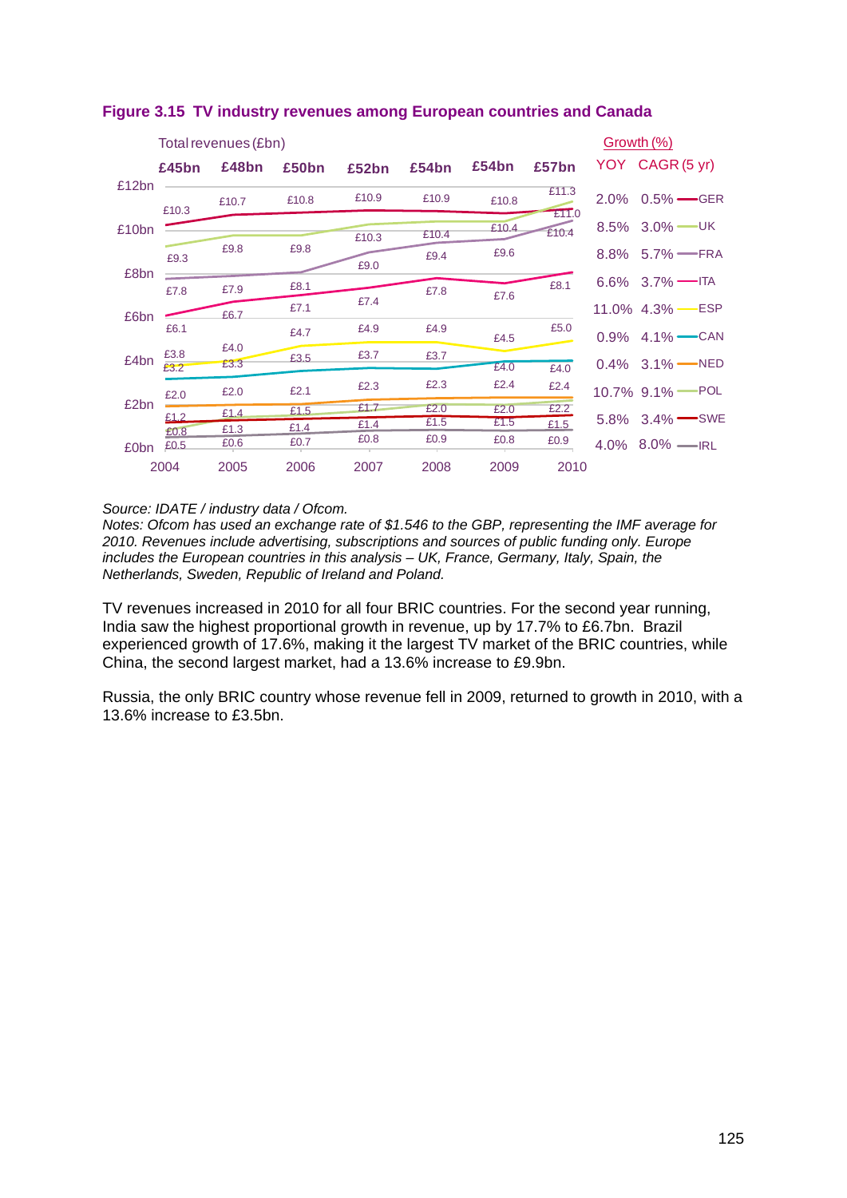**Figure 3.15 TV industry revenues among European countries and Canada**

Total revenues (£bn)

| | 2004 | 2005 | 2006 | 2007 | 2008 | 2009 | 2010 | YOY | CAGR (5 yr) |
|---|---|---|---|---|---|---|---|---|---|
| Total | £45bn | £48bn | £50bn | £52bn | £54bn | £54bn | £57bn | | |
| GER | £10.3 | £10.7 | £10.8 | £10.9 | £10.9 | £10.8 | £11.0 | 2.0% | 0.5% |
| UK | £9.3 | £9.8 | £9.8 | £10.3 | £10.4 | £10.4 | £11.3 | 8.5% | 3.0% |
| FRA | £7.8 | £7.9 | £8.1 | £9.0 | £9.4 | £9.6 | £10.4 | 8.8% | 5.7% |
| ITA | £6.1 | £6.7 | £7.1 | £7.4 | £7.8 | £7.6 | £8.1 | 6.6% | 3.7% |
| ESP | £3.8 | £4.0 | £4.7 | £4.9 | £4.9 | £4.5 | £5.0 | 11.0% | 4.3% |
| CAN | £3.2 | £3.3 | £3.5 | £3.7 | £3.7 | £4.0 | £4.0 | 0.9% | 4.1% |
| NED | £2.0 | £2.0 | £2.1 | £2.3 | £2.3 | £2.4 | £2.4 | 0.4% | 3.1% |
| POL | £0.8 | £1.4 | £1.5 | £1.7 | £2.0 | £2.0 | £2.2 | 10.7% | 9.1% |
| SWE | £1.2 | £1.3 | £1.4 | £1.4 | £1.5 | £1.5 | £1.5 | 5.8% | 3.4% |
| IRL | £0.5 | £0.6 | £0.7 | £0.8 | £0.9 | £0.8 | £0.9 | 4.0% | 8.0% |

*Source: IDATE / industry data / Ofcom.*
*Notes: Ofcom has used an exchange rate of $1.546 to the GBP, representing the IMF average for 2010. Revenues include advertising, subscriptions and sources of public funding only. Europe includes the European countries in this analysis – UK, France, Germany, Italy, Spain, the Netherlands, Sweden, Republic of Ireland and Poland.*

TV revenues increased in 2010 for all four BRIC countries. For the second year running, India saw the highest proportional growth in revenue, up by 17.7% to £6.7bn. Brazil experienced growth of 17.6%, making it the largest TV market of the BRIC countries, while China, the second largest market, had a 13.6% increase to £9.9bn.

Russia, the only BRIC country whose revenue fell in 2009, returned to growth in 2010, with a 13.6% increase to £3.5bn.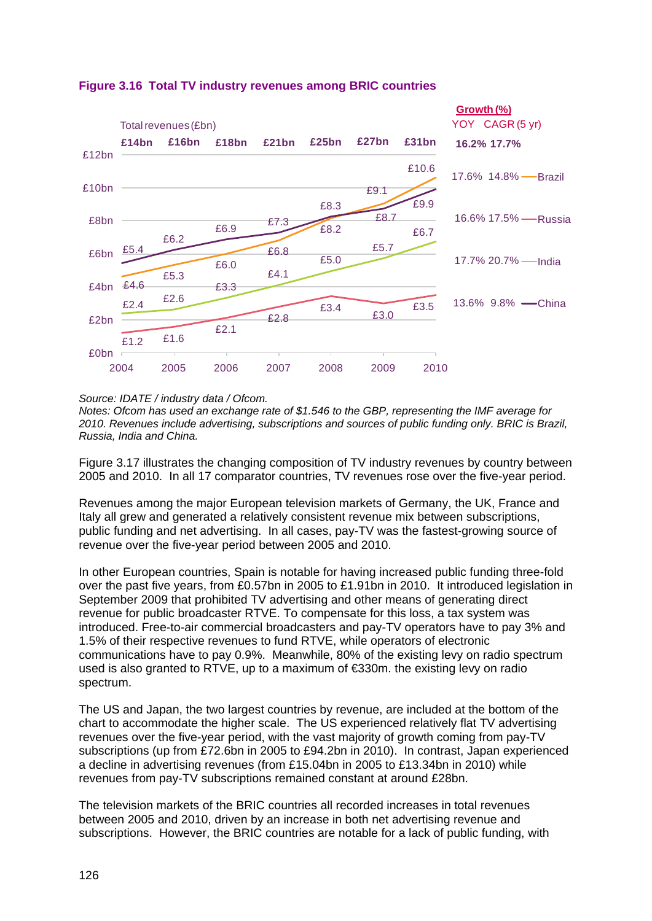**Figure 3.16 Total TV industry revenues among BRIC countries**

Total revenues (£bn)

| | 2004 | 2005 | 2006 | 2007 | 2008 | 2009 | 2010 | YOY Growth (%) | CAGR (5 yr) Growth (%) |
|---|---|---|---|---|---|---|---|---|---|
| Total | £14bn | £16bn | £18bn | £21bn | £25bn | £27bn | £31bn | 16.2% | 17.7% |
| Brazil | £4.6 | £5.3 | £6.0 | £6.8 | £8.2 | £9.1 | £10.6 | 17.6% | 14.8% |
| Russia | £5.4 | £6.2 | £6.9 | £7.3 | £8.3 | £8.7 | £9.9 | 16.6% | 17.5% |
| India | £2.4 | £2.6 | £3.3 | £4.1 | £5.0 | £5.7 | £6.7 | 17.7% | 20.7% |
| China | £1.2 | £1.6 | £2.1 | £2.8 | £3.4 | £3.0 | £3.5 | 13.6% | 9.8% |

*Source: IDATE / industry data / Ofcom.*
*Notes: Ofcom has used an exchange rate of $1.546 to the GBP, representing the IMF average for 2010. Revenues include advertising, subscriptions and sources of public funding only. BRIC is Brazil, Russia, India and China.*

Figure 3.17 illustrates the changing composition of TV industry revenues by country between 2005 and 2010. In all 17 comparator countries, TV revenues rose over the five-year period.

Revenues among the major European television markets of Germany, the UK, France and Italy all grew and generated a relatively consistent revenue mix between subscriptions, public funding and net advertising. In all cases, pay-TV was the fastest-growing source of revenue over the five-year period between 2005 and 2010.

In other European countries, Spain is notable for having increased public funding three-fold over the past five years, from £0.57bn in 2005 to £1.91bn in 2010. It introduced legislation in September 2009 that prohibited TV advertising and other means of generating direct revenue for public broadcaster RTVE. To compensate for this loss, a tax system was introduced. Free-to-air commercial broadcasters and pay-TV operators have to pay 3% and 1.5% of their respective revenues to fund RTVE, while operators of electronic communications have to pay 0.9%. Meanwhile, 80% of the existing levy on radio spectrum used is also granted to RTVE, up to a maximum of €330m. the existing levy on radio spectrum.

The US and Japan, the two largest countries by revenue, are included at the bottom of the chart to accommodate the higher scale. The US experienced relatively flat TV advertising revenues over the five-year period, with the vast majority of growth coming from pay-TV subscriptions (up from £72.6bn in 2005 to £94.2bn in 2010). In contrast, Japan experienced a decline in advertising revenues (from £15.04bn in 2005 to £13.34bn in 2010) while revenues from pay-TV subscriptions remained constant at around £28bn.

The television markets of the BRIC countries all recorded increases in total revenues between 2005 and 2010, driven by an increase in both net advertising revenue and subscriptions. However, the BRIC countries are notable for a lack of public funding, with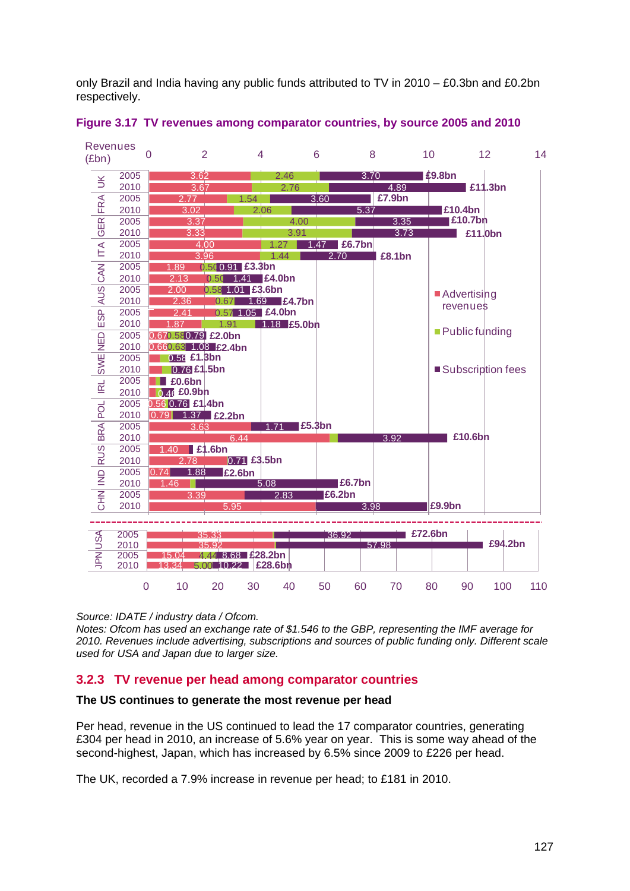only Brazil and India having any public funds attributed to TV in 2010 – £0.3bn and £0.2bn respectively.

**Figure 3.17 TV revenues among comparator countries, by source 2005 and 2010**

| Country | Year | Advertising revenues | Public funding | Subscription fees | Total |
|---|---|---|---|---|---|
| UK | 2005 | 3.62 | 2.46 | 3.70 | £9.8bn |
| UK | 2010 | 3.67 | 2.76 | 4.89 | £11.3bn |
| FRA | 2005 | 2.77 | 1.54 | 3.60 | £7.9bn |
| FRA | 2010 | 3.02 | 2.06 | 5.37 | £10.4bn |
| GER | 2005 | 3.37 | 4.00 | 3.35 | £10.7bn |
| GER | 2010 | 3.33 | 3.91 | 3.73 | £11.0bn |
| ITA | 2005 | 4.00 | 1.27 | 1.47 | £6.7bn |
| ITA | 2010 | 3.96 | 1.44 | 2.70 | £8.1bn |
| CAN | 2005 | 1.89 | 0.50 | 0.91 | £3.3bn |
| CAN | 2010 | 2.13 | 0.50 | 1.41 | £4.0bn |
| AUS | 2005 | 2.00 | 0.58 | 1.01 | £3.6bn |
| AUS | 2010 | 2.36 | 0.67 | 1.69 | £4.7bn |
| ESP | 2005 | 2.41 | 0.57 | 1.05 | £4.0bn |
| ESP | 2010 | 1.87 | 1.91 | 1.18 | £5.0bn |
| NED | 2005 | 0.67 | 0.58 | 0.79 | £2.0bn |
| NED | 2010 | 0.66 | 0.63 | 1.08 | £2.4bn |
| SWE | 2005 | | | 0.58 | £1.3bn |
| SWE | 2010 | | | 0.76 | £1.5bn |
| IRL | 2005 | | | | £0.6bn |
| IRL | 2010 | | | 0.46 | £0.9bn |
| POL | 2005 | 0.56 | | 0.76 | £1.4bn |
| POL | 2010 | 0.79 | | 1.37 | £2.2bn |
| BRA | 2005 | 3.63 | | 1.71 | £5.3bn |
| BRA | 2010 | 6.44 | | 3.92 | £10.6bn |
| RUS | 2005 | 1.40 | | | £1.6bn |
| RUS | 2010 | 2.78 | | 0.71 | £3.5bn |
| IND | 2005 | 0.74 | | 1.88 | £2.6bn |
| IND | 2010 | 1.46 | | 5.08 | £6.7bn |
| CHN | 2005 | 3.39 | | 2.83 | £6.2bn |
| CHN | 2010 | 5.95 | | 3.98 | £9.9bn |
| USA | 2005 | 35.33 | | 36.92 | £72.6bn |
| USA | 2010 | 35.92 | | 57.98 | £94.2bn |
| JPN | 2005 | 15.04 | 4.44 | 8.68 | £28.2bn |
| JPN | 2010 | 13.34 | 5.00 | 10.22 | £28.6bn |

Revenues (£bn)

*Source: IDATE / industry data / Ofcom.*
*Notes: Ofcom has used an exchange rate of $1.546 to the GBP, representing the IMF average for 2010. Revenues include advertising, subscriptions and sources of public funding only. Different scale used for USA and Japan due to larger size.*

## 3.2.3 TV revenue per head among comparator countries

**The US continues to generate the most revenue per head**

Per head, revenue in the US continued to lead the 17 comparator countries, generating £304 per head in 2010, an increase of 5.6% year on year. This is some way ahead of the second-highest, Japan, which has increased by 6.5% since 2009 to £226 per head.

The UK, recorded a 7.9% increase in revenue per head; to £181 in 2010.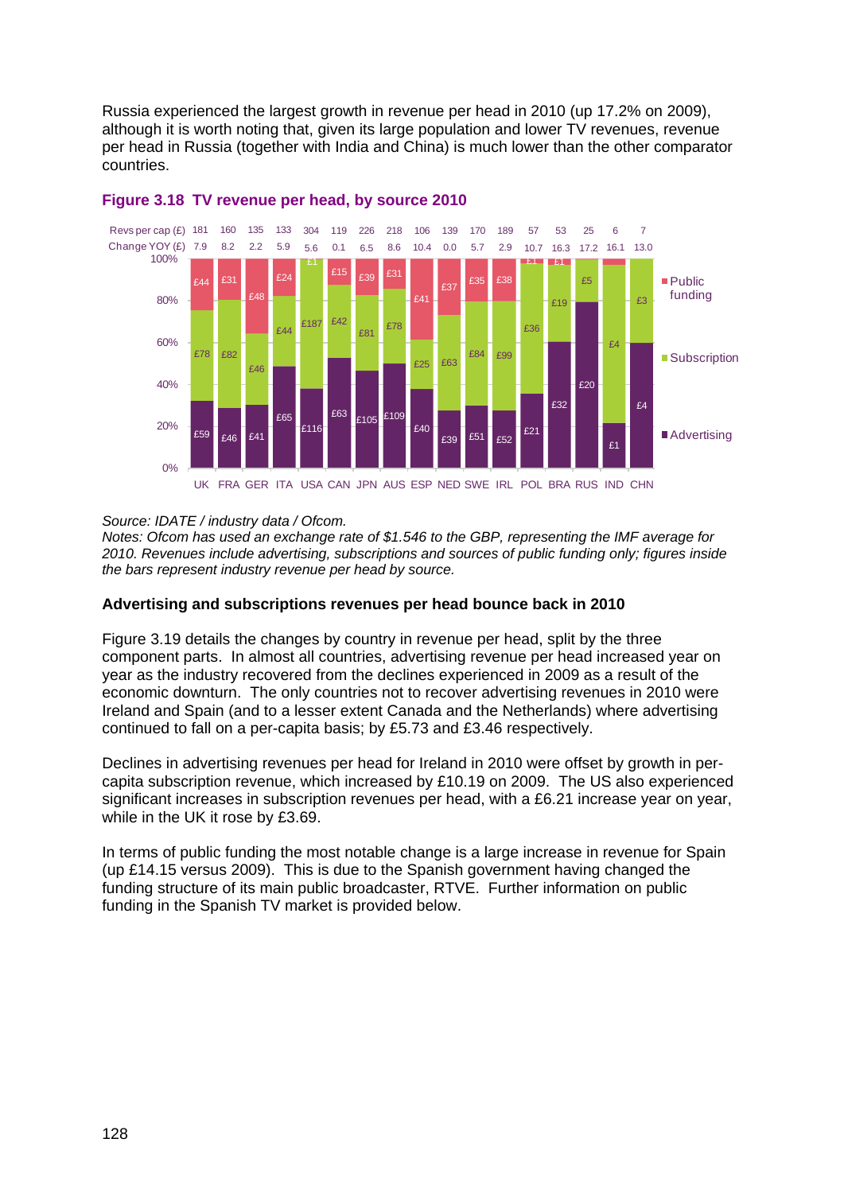Russia experienced the largest growth in revenue per head in 2010 (up 17.2% on 2009), although it is worth noting that, given its large population and lower TV revenues, revenue per head in Russia (together with India and China) is much lower than the other comparator countries.

**Figure 3.18 TV revenue per head, by source 2010**

| | UK | FRA | GER | ITA | USA | CAN | JPN | AUS | ESP | NED | SWE | IRL | POL | BRA | RUS | IND | CHN |
|---|---|---|---|---|---|---|---|---|---|---|---|---|---|---|---|---|---|
| Revs per cap (£) | 181 | 160 | 135 | 133 | 304 | 119 | 226 | 218 | 106 | 139 | 170 | 189 | 57 | 53 | 25 | 6 | 7 |
| Change YOY (£) | 7.9 | 8.2 | 2.2 | 5.9 | 5.6 | 0.1 | 6.5 | 8.6 | 10.4 | 0.0 | 5.7 | 2.9 | 10.7 | 16.3 | 17.2 | 16.1 | 13.0 |
| Public funding | £44 | £31 | £48 | £24 | £1 | £15 | £39 | £31 | £41 | £37 | £35 | £38 | £1 | £1 | | | |
| Subscription | £78 | £82 | £46 | £44 | £187 | £42 | £81 | £78 | £25 | £63 | £84 | £99 | £36 | £19 | £5 | £4 | £3 |
| Advertising | £59 | £46 | £41 | £65 | £116 | £63 | £105 | £109 | £40 | £39 | £51 | £52 | £21 | £32 | £20 | £1 | £4 |

*Source: IDATE / industry data / Ofcom.*
*Notes: Ofcom has used an exchange rate of $1.546 to the GBP, representing the IMF average for 2010. Revenues include advertising, subscriptions and sources of public funding only; figures inside the bars represent industry revenue per head by source.*

**Advertising and subscriptions revenues per head bounce back in 2010**

Figure 3.19 details the changes by country in revenue per head, split by the three component parts. In almost all countries, advertising revenue per head increased year on year as the industry recovered from the declines experienced in 2009 as a result of the economic downturn. The only countries not to recover advertising revenues in 2010 were Ireland and Spain (and to a lesser extent Canada and the Netherlands) where advertising continued to fall on a per-capita basis; by £5.73 and £3.46 respectively.

Declines in advertising revenues per head for Ireland in 2010 were offset by growth in per-capita subscription revenue, which increased by £10.19 on 2009. The US also experienced significant increases in subscription revenues per head, with a £6.21 increase year on year, while in the UK it rose by £3.69.

In terms of public funding the most notable change is a large increase in revenue for Spain (up £14.15 versus 2009). This is due to the Spanish government having changed the funding structure of its main public broadcaster, RTVE. Further information on public funding in the Spanish TV market is provided below.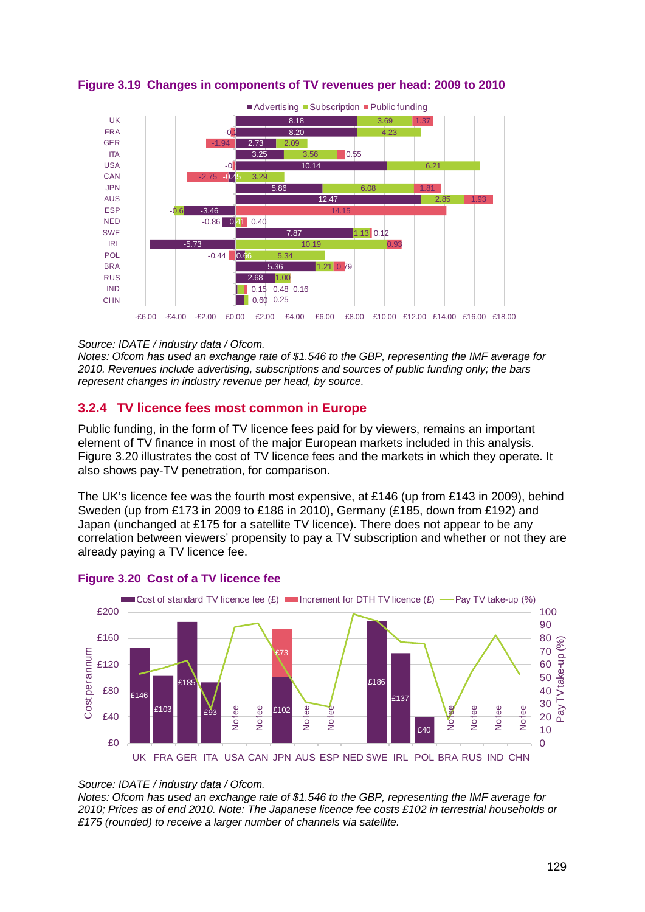**Figure 3.19 Changes in components of TV revenues per head: 2009 to 2010**

Source: IDATE / industry data / Ofcom.
Notes: Ofcom has used an exchange rate of $1.546 to the GBP, representing the IMF average for 2010. Revenues include advertising, subscriptions and sources of public funding only; the bars represent changes in industry revenue per head, by source.

## 3.2.4 TV licence fees most common in Europe

Public funding, in the form of TV licence fees paid for by viewers, remains an important element of TV finance in most of the major European markets included in this analysis. Figure 3.20 illustrates the cost of TV licence fees and the markets in which they operate. It also shows pay-TV penetration, for comparison.

The UK's licence fee was the fourth most expensive, at £146 (up from £143 in 2009), behind Sweden (up from £173 in 2009 to £186 in 2010), Germany (£185, down from £192) and Japan (unchanged at £175 for a satellite TV licence). There does not appear to be any correlation between viewers' propensity to pay a TV subscription and whether or not they are already paying a TV licence fee.

**Figure 3.20 Cost of a TV licence fee**

Source: IDATE / industry data / Ofcom.
Notes: Ofcom has used an exchange rate of $1.546 to the GBP, representing the IMF average for 2010; Prices as of end 2010. Note: The Japanese licence fee costs £102 in terrestrial households or £175 (rounded) to receive a larger number of channels via satellite.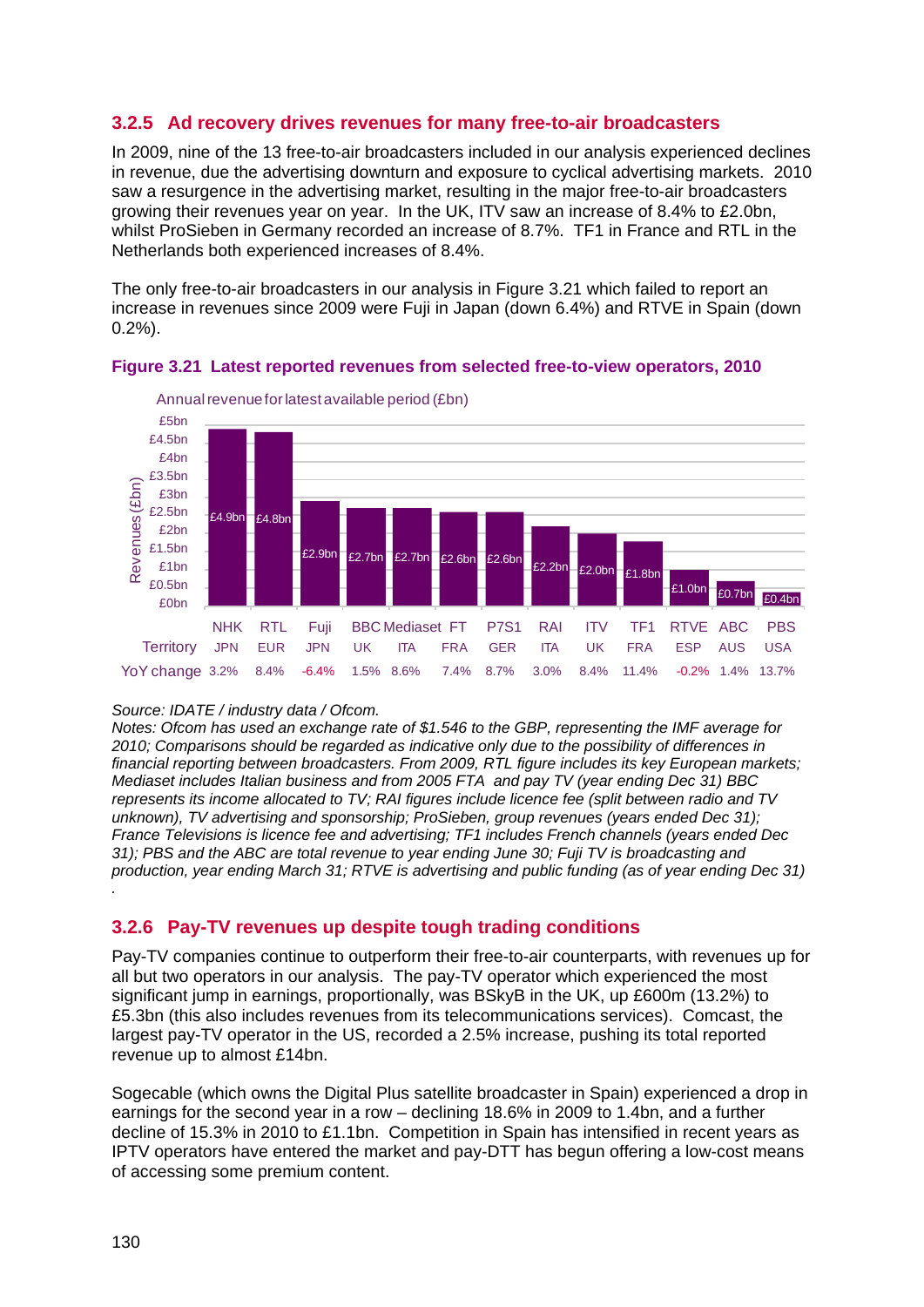### 3.2.5 Ad recovery drives revenues for many free-to-air broadcasters

In 2009, nine of the 13 free-to-air broadcasters included in our analysis experienced declines in revenue, due the advertising downturn and exposure to cyclical advertising markets. 2010 saw a resurgence in the advertising market, resulting in the major free-to-air broadcasters growing their revenues year on year. In the UK, ITV saw an increase of 8.4% to £2.0bn, whilst ProSieben in Germany recorded an increase of 8.7%. TF1 in France and RTL in the Netherlands both experienced increases of 8.4%.

The only free-to-air broadcasters in our analysis in Figure 3.21 which failed to report an increase in revenues since 2009 were Fuji in Japan (down 6.4%) and RTVE in Spain (down 0.2%).

**Figure 3.21 Latest reported revenues from selected free-to-view operators, 2010**

Annual revenue for latest available period (£bn)

| | NHK | RTL | Fuji | BBC | Mediaset | FT | P7S1 | RAI | ITV | TF1 | RTVE | ABC | PBS |
|---|---|---|---|---|---|---|---|---|---|---|---|---|---|
| Revenues (£bn) | £4.9bn | £4.8bn | £2.9bn | £2.7bn | £2.7bn | £2.6bn | £2.6bn | £2.2bn | £2.0bn | £1.8bn | £1.0bn | £0.7bn | £0.4bn |
| Territory | JPN | EUR | JPN | UK | ITA | FRA | GER | ITA | UK | FRA | ESP | AUS | USA |
| YoY change | 3.2% | 8.4% | -6.4% | 1.5% | 8.6% | 7.4% | 8.7% | 3.0% | 8.4% | 11.4% | -0.2% | 1.4% | 13.7% |

*Source: IDATE / industry data / Ofcom.*
*Notes: Ofcom has used an exchange rate of $1.546 to the GBP, representing the IMF average for 2010; Comparisons should be regarded as indicative only due to the possibility of differences in financial reporting between broadcasters. From 2009, RTL figure includes its key European markets; Mediaset includes Italian business and from 2005 FTA and pay TV (year ending Dec 31) BBC represents its income allocated to TV; RAI figures include licence fee (split between radio and TV unknown), TV advertising and sponsorship; ProSieben, group revenues (years ended Dec 31); France Televisions is licence fee and advertising; TF1 includes French channels (years ended Dec 31); PBS and the ABC are total revenue to year ending June 30; Fuji TV is broadcasting and production, year ending March 31; RTVE is advertising and public funding (as of year ending Dec 31)*
.

### 3.2.6 Pay-TV revenues up despite tough trading conditions

Pay-TV companies continue to outperform their free-to-air counterparts, with revenues up for all but two operators in our analysis. The pay-TV operator which experienced the most significant jump in earnings, proportionally, was BSkyB in the UK, up £600m (13.2%) to £5.3bn (this also includes revenues from its telecommunications services). Comcast, the largest pay-TV operator in the US, recorded a 2.5% increase, pushing its total reported revenue up to almost £14bn.

Sogecable (which owns the Digital Plus satellite broadcaster in Spain) experienced a drop in earnings for the second year in a row – declining 18.6% in 2009 to 1.4bn, and a further decline of 15.3% in 2010 to £1.1bn. Competition in Spain has intensified in recent years as IPTV operators have entered the market and pay-DTT has begun offering a low-cost means of accessing some premium content.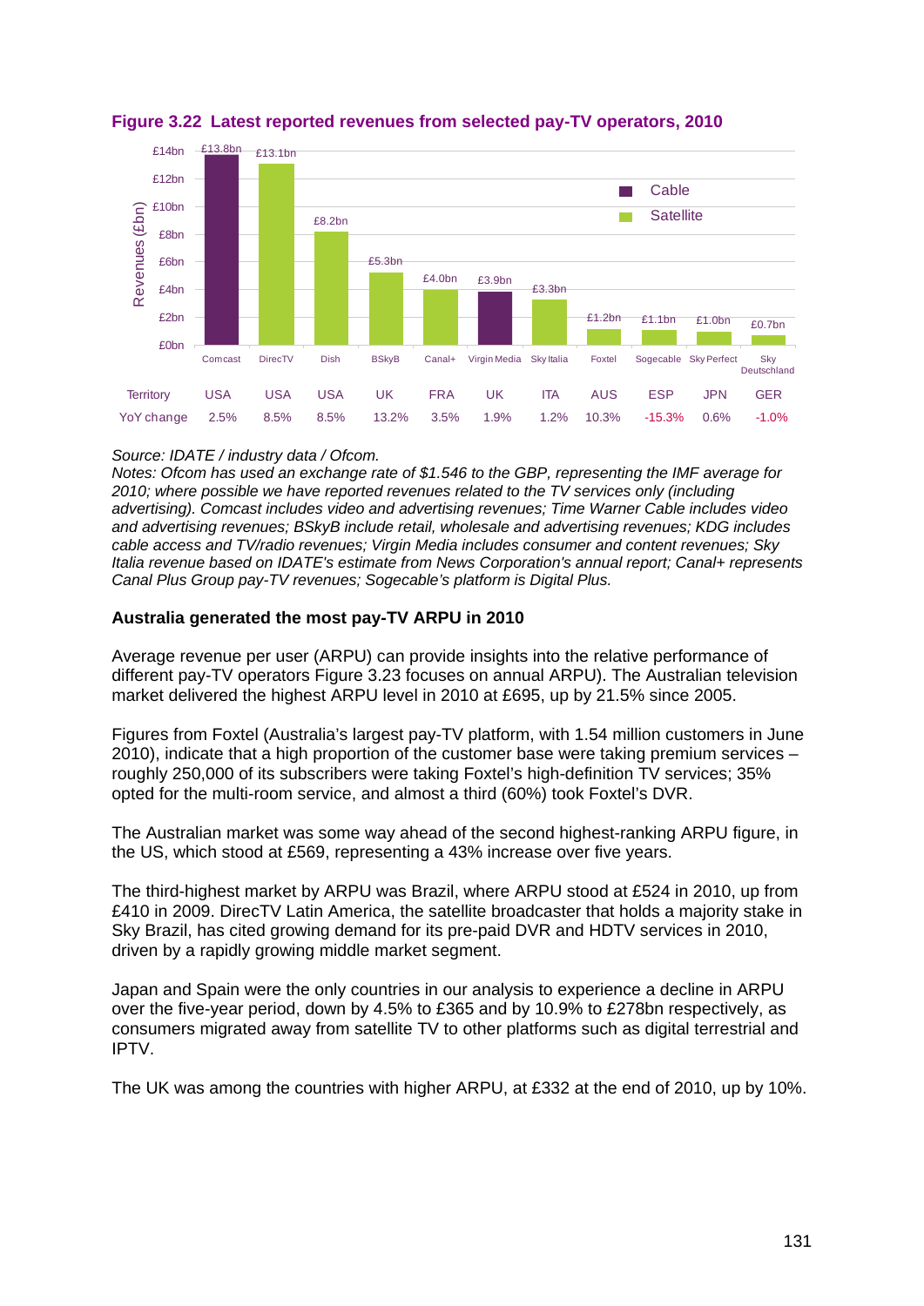**Figure 3.22 Latest reported revenues from selected pay-TV operators, 2010**

| | Comcast | DirecTV | Dish | BSkyB | Canal+ | Virgin Media | Sky Italia | Foxtel | Sogecable | Sky Perfect | Sky Deutschland |
|---|---|---|---|---|---|---|---|---|---|---|---|
| Type | Cable | Satellite | Satellite | Satellite | Satellite | Cable | Satellite | Satellite | Satellite | Satellite | Satellite |
| Revenues (£bn) | £13.8bn | £13.1bn | £8.2bn | £5.3bn | £4.0bn | £3.9bn | £3.3bn | £1.2bn | £1.1bn | £1.0bn | £0.7bn |
| Territory | USA | USA | USA | UK | FRA | UK | ITA | AUS | ESP | JPN | GER |
| YoY change | 2.5% | 8.5% | 8.5% | 13.2% | 3.5% | 1.9% | 1.2% | 10.3% | -15.3% | 0.6% | -1.0% |

*Source: IDATE / industry data / Ofcom.*
*Notes: Ofcom has used an exchange rate of $1.546 to the GBP, representing the IMF average for 2010; where possible we have reported revenues related to the TV services only (including advertising). Comcast includes video and advertising revenues; Time Warner Cable includes video and advertising revenues; BSkyB include retail, wholesale and advertising revenues; KDG includes cable access and TV/radio revenues; Virgin Media includes consumer and content revenues; Sky Italia revenue based on IDATE's estimate from News Corporation's annual report; Canal+ represents Canal Plus Group pay-TV revenues; Sogecable's platform is Digital Plus.*

**Australia generated the most pay-TV ARPU in 2010**

Average revenue per user (ARPU) can provide insights into the relative performance of different pay-TV operators Figure 3.23 focuses on annual ARPU). The Australian television market delivered the highest ARPU level in 2010 at £695, up by 21.5% since 2005.

Figures from Foxtel (Australia's largest pay-TV platform, with 1.54 million customers in June 2010), indicate that a high proportion of the customer base were taking premium services – roughly 250,000 of its subscribers were taking Foxtel's high-definition TV services; 35% opted for the multi-room service, and almost a third (60%) took Foxtel's DVR.

The Australian market was some way ahead of the second highest-ranking ARPU figure, in the US, which stood at £569, representing a 43% increase over five years.

The third-highest market by ARPU was Brazil, where ARPU stood at £524 in 2010, up from £410 in 2009. DirecTV Latin America, the satellite broadcaster that holds a majority stake in Sky Brazil, has cited growing demand for its pre-paid DVR and HDTV services in 2010, driven by a rapidly growing middle market segment.

Japan and Spain were the only countries in our analysis to experience a decline in ARPU over the five-year period, down by 4.5% to £365 and by 10.9% to £278bn respectively, as consumers migrated away from satellite TV to other platforms such as digital terrestrial and IPTV.

The UK was among the countries with higher ARPU, at £332 at the end of 2010, up by 10%.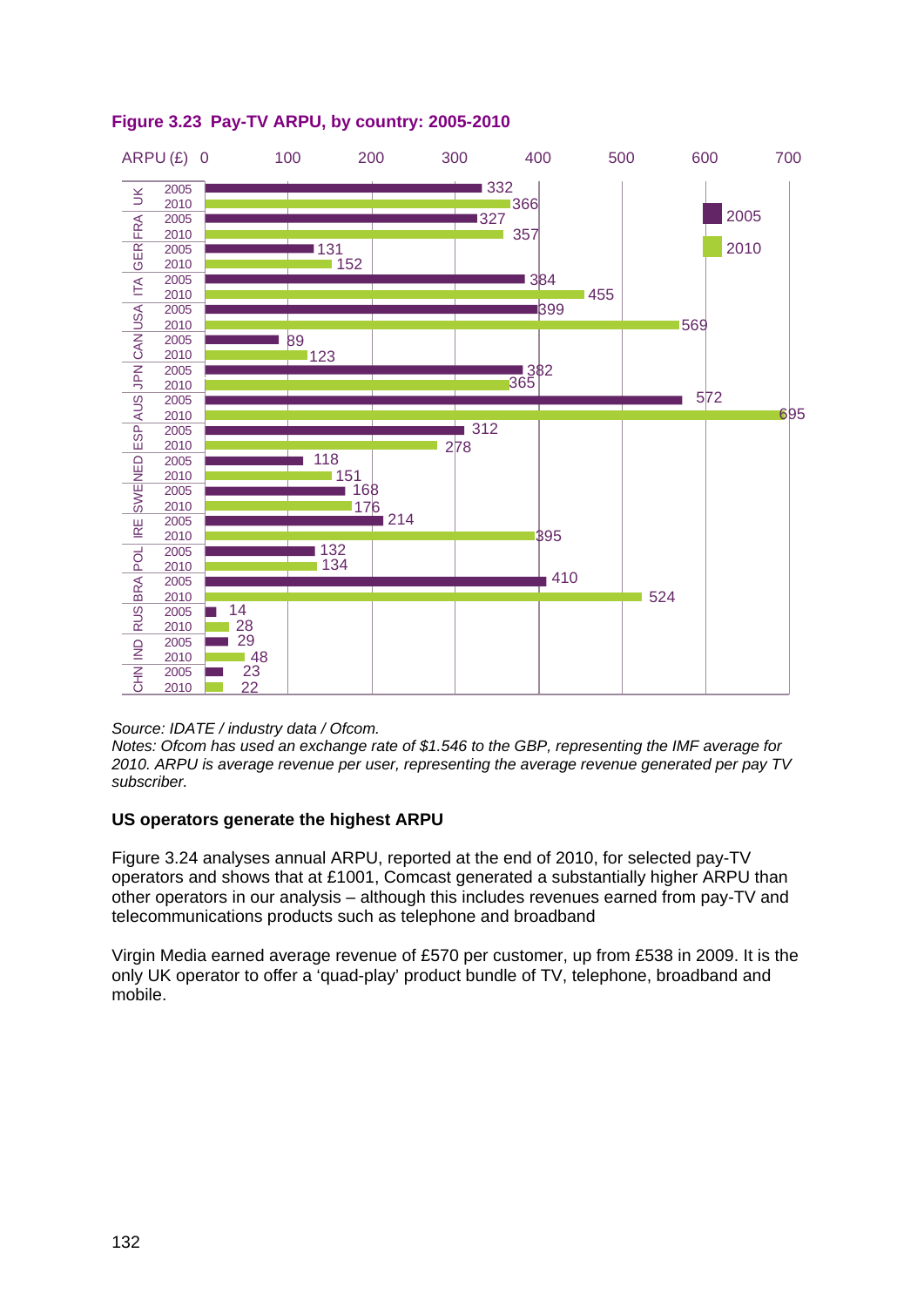**Figure 3.23 Pay-TV ARPU, by country: 2005-2010**

| Country | 2005 | 2010 |
|---|---|---|
| UK | 332 | 366 |
| FRA | 327 | 357 |
| GER | 131 | 152 |
| ITA | 384 | 455 |
| USA | 399 | 569 |
| CAN | 89 | 123 |
| JPN | 382 | 365 |
| AUS | 572 | 695 |
| ESP | 312 | 278 |
| NED | 118 | 151 |
| SWE | 168 | 176 |
| IRE | 214 | 395 |
| POL | 132 | 134 |
| BRA | 410 | 524 |
| RUS | 14 | 28 |
| IND | 29 | 48 |
| CHN | 23 | 22 |

ARPU (£)

*Source: IDATE / industry data / Ofcom.*
*Notes: Ofcom has used an exchange rate of $1.546 to the GBP, representing the IMF average for 2010. ARPU is average revenue per user, representing the average revenue generated per pay TV subscriber.*

### US operators generate the highest ARPU

Figure 3.24 analyses annual ARPU, reported at the end of 2010, for selected pay-TV operators and shows that at £1001, Comcast generated a substantially higher ARPU than other operators in our analysis – although this includes revenues earned from pay-TV and telecommunications products such as telephone and broadband

Virgin Media earned average revenue of £570 per customer, up from £538 in 2009. It is the only UK operator to offer a 'quad-play' product bundle of TV, telephone, broadband and mobile.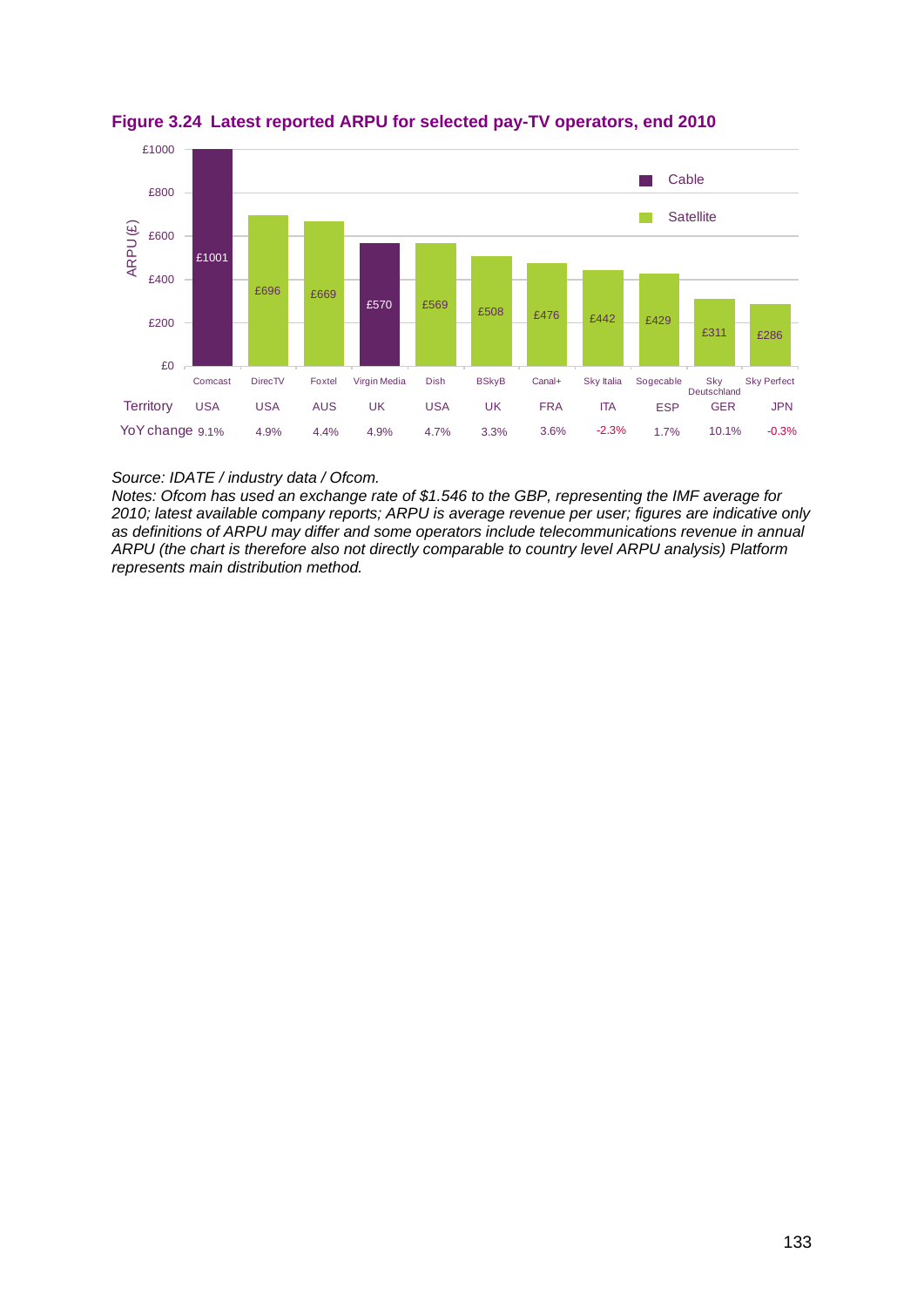**Figure 3.24 Latest reported ARPU for selected pay-TV operators, end 2010**

| Operator | Platform | ARPU (£) | Territory | YoY change |
|---|---|---|---|---|
| Comcast | Cable | £1001 | USA | 9.1% |
| DirecTV | Satellite | £696 | USA | 4.9% |
| Foxtel | Satellite | £669 | AUS | 4.4% |
| Virgin Media | Cable | £570 | UK | 4.9% |
| Dish | Satellite | £569 | USA | 4.7% |
| BSkyB | Satellite | £508 | UK | 3.3% |
| Canal+ | Satellite | £476 | FRA | 3.6% |
| Sky Italia | Satellite | £442 | ITA | -2.3% |
| Sogecable | Satellite | £429 | ESP | 1.7% |
| Sky Deutschland | Satellite | £311 | GER | 10.1% |
| Sky Perfect | Satellite | £286 | JPN | -0.3% |

*Source: IDATE / industry data / Ofcom.*

*Notes: Ofcom has used an exchange rate of $1.546 to the GBP, representing the IMF average for 2010; latest available company reports; ARPU is average revenue per user; figures are indicative only as definitions of ARPU may differ and some operators include telecommunications revenue in annual ARPU (the chart is therefore also not directly comparable to country level ARPU analysis) Platform represents main distribution method.*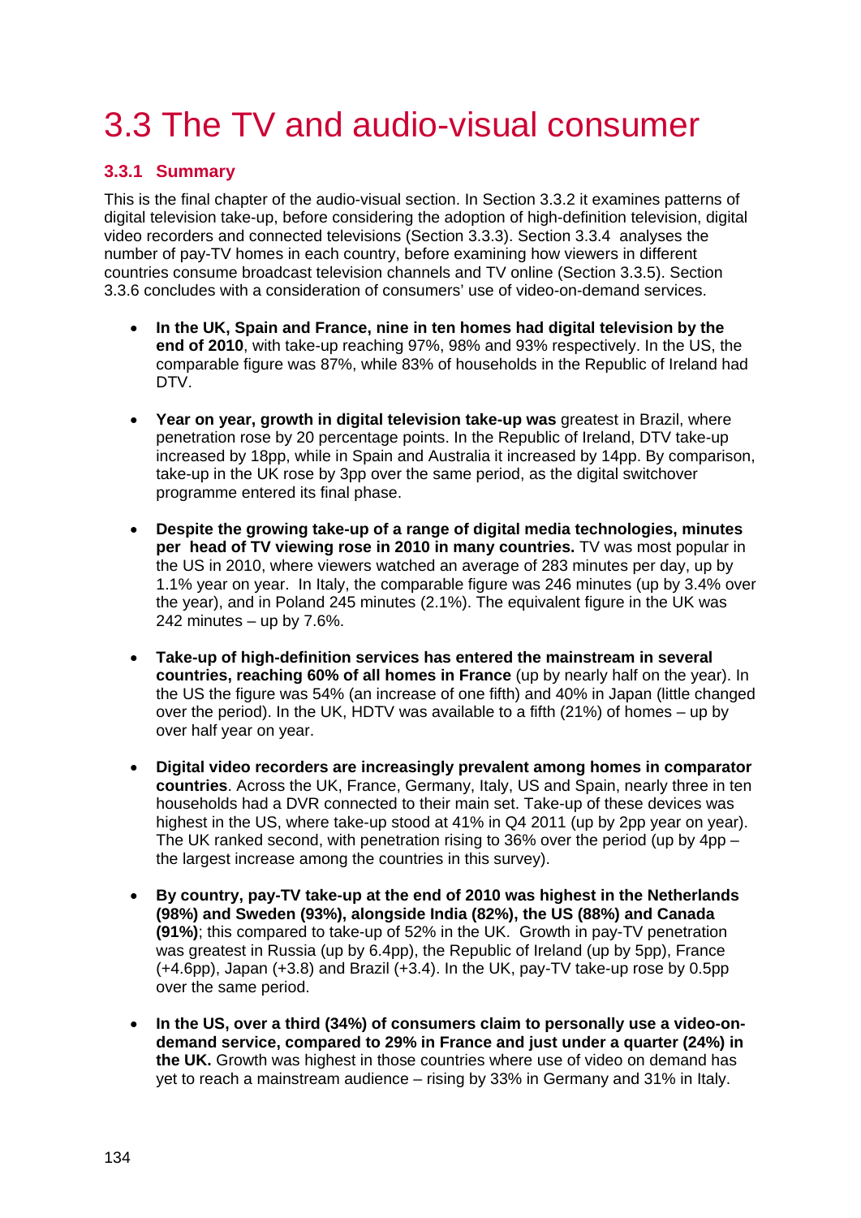# 3.3 The TV and audio-visual consumer

## 3.3.1 Summary

This is the final chapter of the audio-visual section. In Section 3.3.2 it examines patterns of digital television take-up, before considering the adoption of high-definition television, digital video recorders and connected televisions (Section 3.3.3). Section 3.3.4 analyses the number of pay-TV homes in each country, before examining how viewers in different countries consume broadcast television channels and TV online (Section 3.3.5). Section 3.3.6 concludes with a consideration of consumers' use of video-on-demand services.

- **In the UK, Spain and France, nine in ten homes had digital television by the end of 2010**, with take-up reaching 97%, 98% and 93% respectively. In the US, the comparable figure was 87%, while 83% of households in the Republic of Ireland had DTV.
- **Year on year, growth in digital television take-up was** greatest in Brazil, where penetration rose by 20 percentage points. In the Republic of Ireland, DTV take-up increased by 18pp, while in Spain and Australia it increased by 14pp. By comparison, take-up in the UK rose by 3pp over the same period, as the digital switchover programme entered its final phase.
- **Despite the growing take-up of a range of digital media technologies, minutes per head of TV viewing rose in 2010 in many countries.** TV was most popular in the US in 2010, where viewers watched an average of 283 minutes per day, up by 1.1% year on year. In Italy, the comparable figure was 246 minutes (up by 3.4% over the year), and in Poland 245 minutes (2.1%). The equivalent figure in the UK was 242 minutes – up by 7.6%.
- **Take-up of high-definition services has entered the mainstream in several countries, reaching 60% of all homes in France** (up by nearly half on the year). In the US the figure was 54% (an increase of one fifth) and 40% in Japan (little changed over the period). In the UK, HDTV was available to a fifth (21%) of homes – up by over half year on year.
- **Digital video recorders are increasingly prevalent among homes in comparator countries**. Across the UK, France, Germany, Italy, US and Spain, nearly three in ten households had a DVR connected to their main set. Take-up of these devices was highest in the US, where take-up stood at 41% in Q4 2011 (up by 2pp year on year). The UK ranked second, with penetration rising to 36% over the period (up by 4pp – the largest increase among the countries in this survey).
- **By country, pay-TV take-up at the end of 2010 was highest in the Netherlands (98%) and Sweden (93%), alongside India (82%), the US (88%) and Canada (91%)**; this compared to take-up of 52% in the UK. Growth in pay-TV penetration was greatest in Russia (up by 6.4pp), the Republic of Ireland (up by 5pp), France (+4.6pp), Japan (+3.8) and Brazil (+3.4). In the UK, pay-TV take-up rose by 0.5pp over the same period.
- **In the US, over a third (34%) of consumers claim to personally use a video-on-demand service, compared to 29% in France and just under a quarter (24%) in the UK.** Growth was highest in those countries where use of video on demand has yet to reach a mainstream audience – rising by 33% in Germany and 31% in Italy.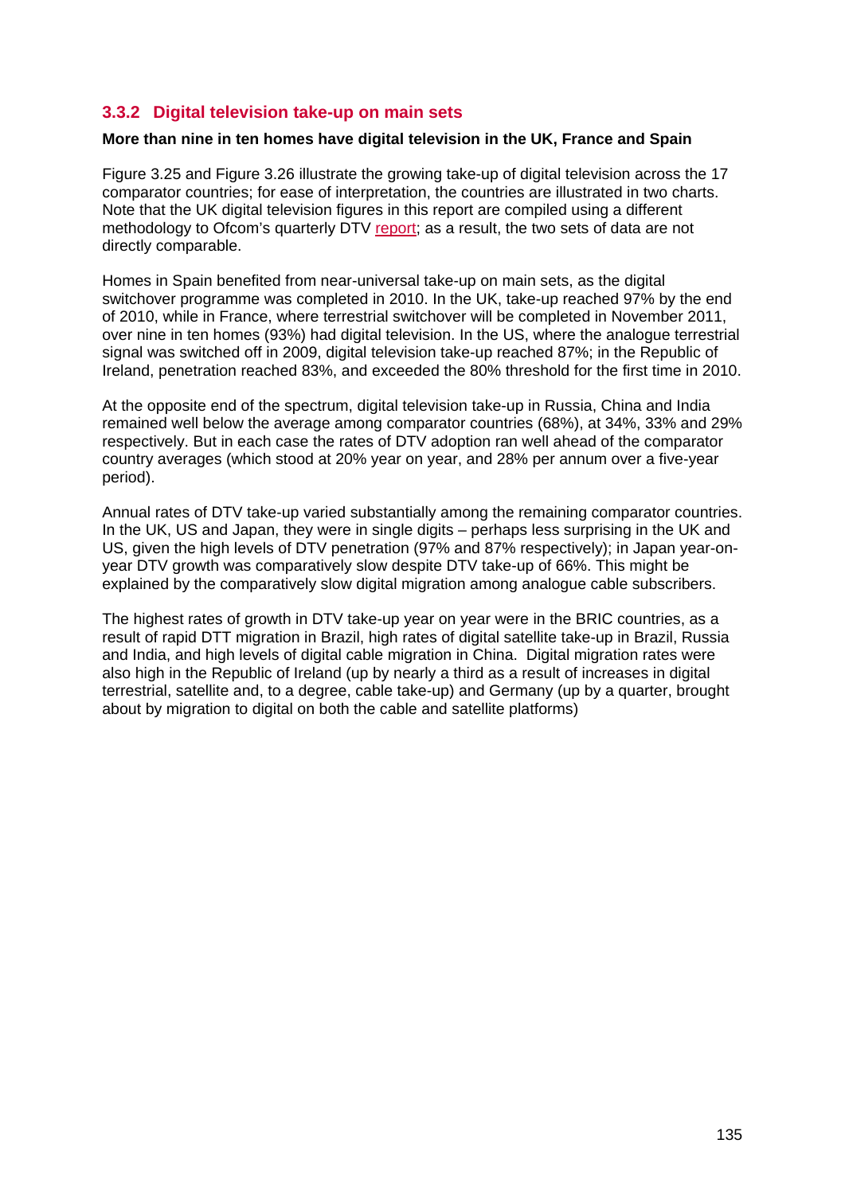### 3.3.2 Digital television take-up on main sets

**More than nine in ten homes have digital television in the UK, France and Spain**

Figure 3.25 and Figure 3.26 illustrate the growing take-up of digital television across the 17 comparator countries; for ease of interpretation, the countries are illustrated in two charts. Note that the UK digital television figures in this report are compiled using a different methodology to Ofcom's quarterly DTV report; as a result, the two sets of data are not directly comparable.

Homes in Spain benefited from near-universal take-up on main sets, as the digital switchover programme was completed in 2010. In the UK, take-up reached 97% by the end of 2010, while in France, where terrestrial switchover will be completed in November 2011, over nine in ten homes (93%) had digital television. In the US, where the analogue terrestrial signal was switched off in 2009, digital television take-up reached 87%; in the Republic of Ireland, penetration reached 83%, and exceeded the 80% threshold for the first time in 2010.

At the opposite end of the spectrum, digital television take-up in Russia, China and India remained well below the average among comparator countries (68%), at 34%, 33% and 29% respectively. But in each case the rates of DTV adoption ran well ahead of the comparator country averages (which stood at 20% year on year, and 28% per annum over a five-year period).

Annual rates of DTV take-up varied substantially among the remaining comparator countries. In the UK, US and Japan, they were in single digits – perhaps less surprising in the UK and US, given the high levels of DTV penetration (97% and 87% respectively); in Japan year-on-year DTV growth was comparatively slow despite DTV take-up of 66%. This might be explained by the comparatively slow digital migration among analogue cable subscribers.

The highest rates of growth in DTV take-up year on year were in the BRIC countries, as a result of rapid DTT migration in Brazil, high rates of digital satellite take-up in Brazil, Russia and India, and high levels of digital cable migration in China. Digital migration rates were also high in the Republic of Ireland (up by nearly a third as a result of increases in digital terrestrial, satellite and, to a degree, cable take-up) and Germany (up by a quarter, brought about by migration to digital on both the cable and satellite platforms)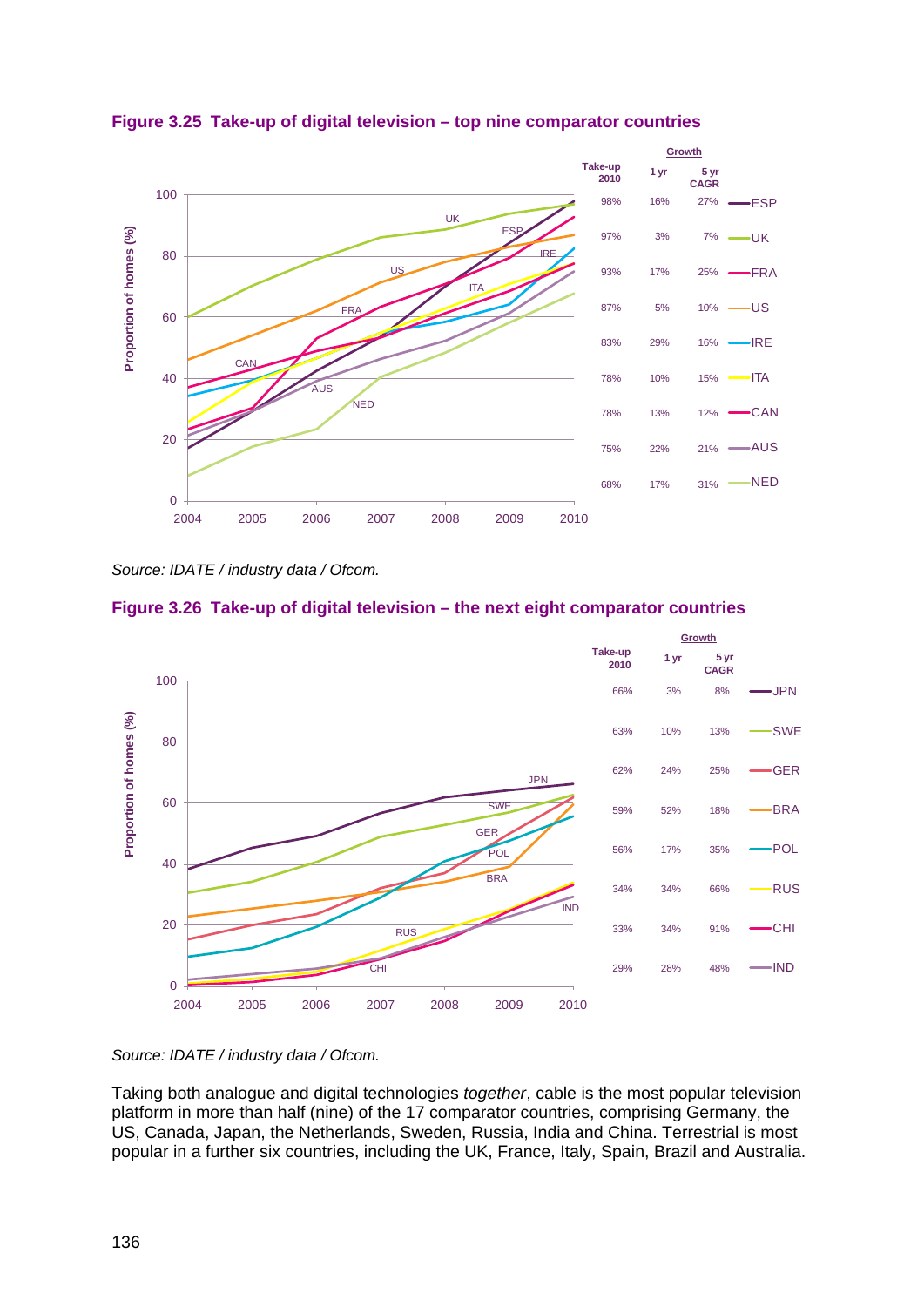**Figure 3.25 Take-up of digital television – top nine comparator countries**

| | Take-up 2010 | Growth 1 yr | Growth 5 yr CAGR |
|---|---|---|---|
| ESP | 98% | 16% | 27% |
| UK | 97% | 3% | 7% |
| FRA | 93% | 17% | 25% |
| US | 87% | 5% | 10% |
| IRE | 83% | 29% | 16% |
| ITA | 78% | 10% | 15% |
| CAN | 78% | 13% | 12% |
| AUS | 75% | 22% | 21% |
| NED | 68% | 17% | 31% |

*Source: IDATE / industry data / Ofcom.*

**Figure 3.26 Take-up of digital television – the next eight comparator countries**

| | Take-up 2010 | Growth 1 yr | Growth 5 yr CAGR |
|---|---|---|---|
| JPN | 66% | 3% | 8% |
| SWE | 63% | 10% | 13% |
| GER | 62% | 24% | 25% |
| BRA | 59% | 52% | 18% |
| POL | 56% | 17% | 35% |
| RUS | 34% | 34% | 66% |
| CHI | 33% | 34% | 91% |
| IND | 29% | 28% | 48% |

*Source: IDATE / industry data / Ofcom.*

Taking both analogue and digital technologies *together*, cable is the most popular television platform in more than half (nine) of the 17 comparator countries, comprising Germany, the US, Canada, Japan, the Netherlands, Sweden, Russia, India and China. Terrestrial is most popular in a further six countries, including the UK, France, Italy, Spain, Brazil and Australia.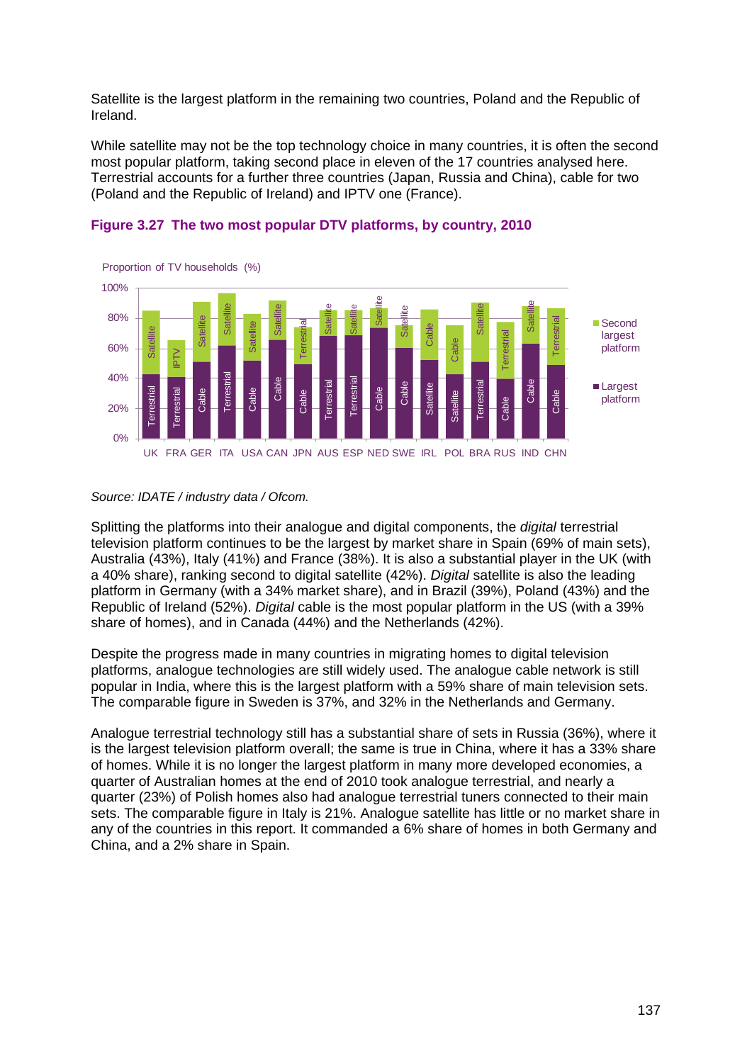Satellite is the largest platform in the remaining two countries, Poland and the Republic of Ireland.

While satellite may not be the top technology choice in many countries, it is often the second most popular platform, taking second place in eleven of the 17 countries analysed here. Terrestrial accounts for a further three countries (Japan, Russia and China), cable for two (Poland and the Republic of Ireland) and IPTV one (France).

**Figure 3.27 The two most popular DTV platforms, by country, 2010**

Proportion of TV households (%)

| Country | Largest platform | Second largest platform |
|---|---|---|
| UK | Terrestrial | Satellite |
| FRA | Terrestrial | IPTV |
| GER | Cable | Satellite |
| ITA | Terrestrial | Satellite |
| USA | Cable | Satellite |
| CAN | Cable | Satellite |
| JPN | Cable | Terrestrial |
| AUS | Terrestrial | Satellite |
| ESP | Terrestrial | Satellite |
| NED | Cable | Satellite |
| SWE | Cable | Satellite |
| IRL | Satellite | Cable |
| POL | Satellite | Cable |
| BRA | Terrestrial | Satellite |
| RUS | Cable | Terrestrial |
| IND | Cable | Satellite |
| CHN | Cable | Terrestrial |

*Source: IDATE / industry data / Ofcom.*

Splitting the platforms into their analogue and digital components, the *digital* terrestrial television platform continues to be the largest by market share in Spain (69% of main sets), Australia (43%), Italy (41%) and France (38%). It is also a substantial player in the UK (with a 40% share), ranking second to digital satellite (42%). *Digital* satellite is also the leading platform in Germany (with a 34% market share), and in Brazil (39%), Poland (43%) and the Republic of Ireland (52%). *Digital* cable is the most popular platform in the US (with a 39% share of homes), and in Canada (44%) and the Netherlands (42%).

Despite the progress made in many countries in migrating homes to digital television platforms, analogue technologies are still widely used. The analogue cable network is still popular in India, where this is the largest platform with a 59% share of main television sets. The comparable figure in Sweden is 37%, and 32% in the Netherlands and Germany.

Analogue terrestrial technology still has a substantial share of sets in Russia (36%), where it is the largest television platform overall; the same is true in China, where it has a 33% share of homes. While it is no longer the largest platform in many more developed economies, a quarter of Australian homes at the end of 2010 took analogue terrestrial, and nearly a quarter (23%) of Polish homes also had analogue terrestrial tuners connected to their main sets. The comparable figure in Italy is 21%. Analogue satellite has little or no market share in any of the countries in this report. It commanded a 6% share of homes in both Germany and China, and a 2% share in Spain.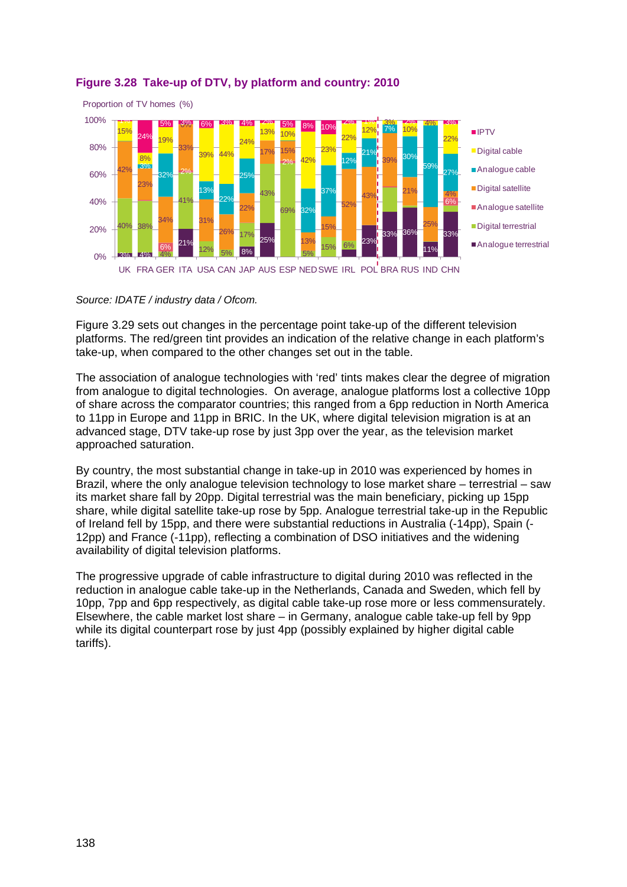**Figure 3.28 Take-up of DTV, by platform and country: 2010**

*Source: IDATE / industry data / Ofcom.*

Figure 3.29 sets out changes in the percentage point take-up of the different television platforms. The red/green tint provides an indication of the relative change in each platform's take-up, when compared to the other changes set out in the table.

The association of analogue technologies with 'red' tints makes clear the degree of migration from analogue to digital technologies. On average, analogue platforms lost a collective 10pp of share across the comparator countries; this ranged from a 6pp reduction in North America to 11pp in Europe and 11pp in BRIC. In the UK, where digital television migration is at an advanced stage, DTV take-up rose by just 3pp over the year, as the television market approached saturation.

By country, the most substantial change in take-up in 2010 was experienced by homes in Brazil, where the only analogue television technology to lose market share – terrestrial – saw its market share fall by 20pp. Digital terrestrial was the main beneficiary, picking up 15pp share, while digital satellite take-up rose by 5pp. Analogue terrestrial take-up in the Republic of Ireland fell by 15pp, and there were substantial reductions in Australia (-14pp), Spain (-12pp) and France (-11pp), reflecting a combination of DSO initiatives and the widening availability of digital television platforms.

The progressive upgrade of cable infrastructure to digital during 2010 was reflected in the reduction in analogue cable take-up in the Netherlands, Canada and Sweden, which fell by 10pp, 7pp and 6pp respectively, as digital cable take-up rose more or less commensurately. Elsewhere, the cable market lost share – in Germany, analogue cable take-up fell by 9pp while its digital counterpart rose by just 4pp (possibly explained by higher digital cable tariffs).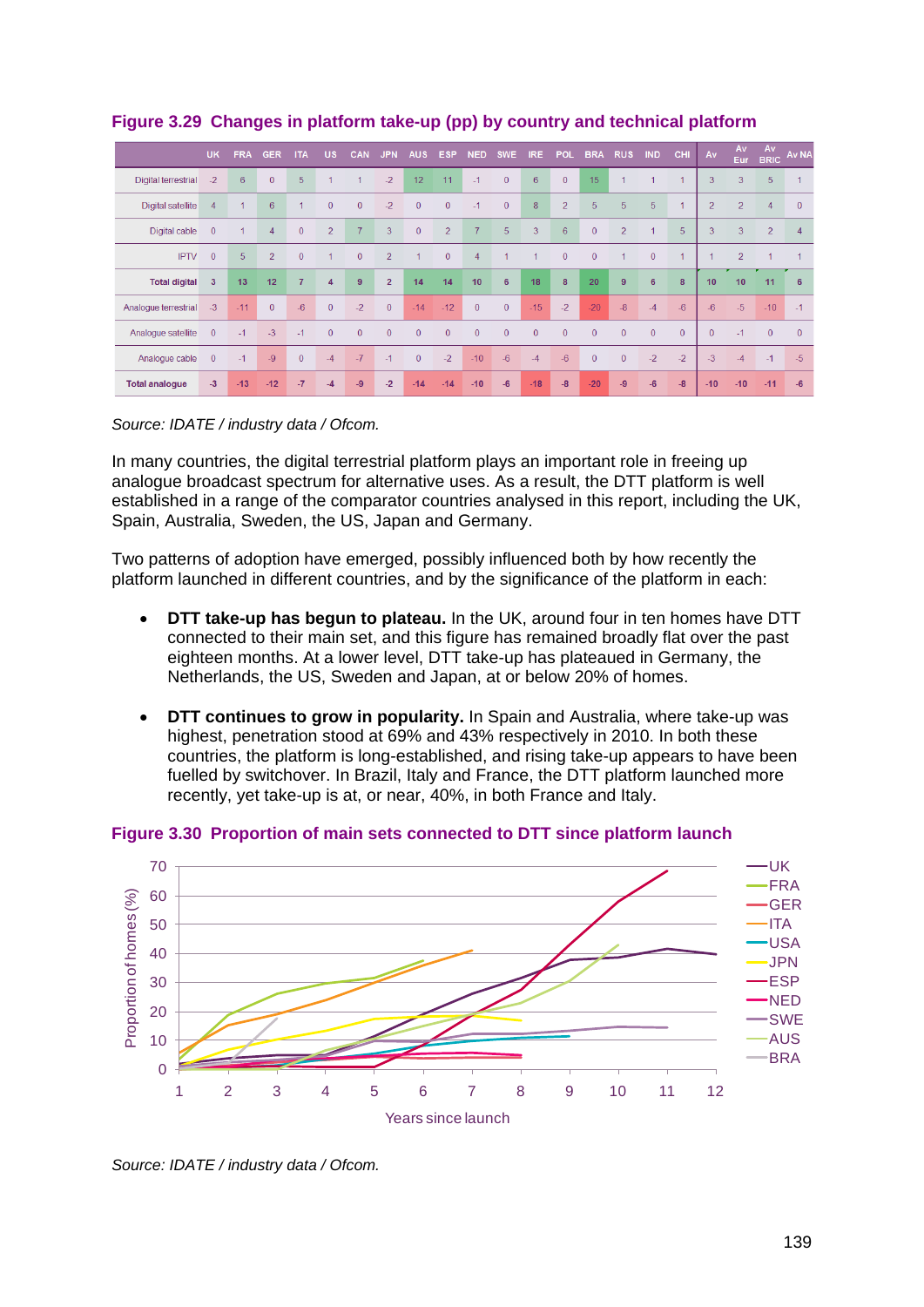**Figure 3.29 Changes in platform take-up (pp) by country and technical platform**

| | UK | FRA | GER | ITA | US | CAN | JPN | AUS | ESP | NED | SWE | IRE | POL | BRA | RUS | IND | CHI | Av | Av Eur | Av BRIC | Av NA |
|---|---|---|---|---|---|---|---|---|---|---|---|---|---|---|---|---|---|---|---|---|---|
| Digital terrestrial | -2 | 6 | 0 | 5 | 1 | 1 | -2 | 12 | 11 | -1 | 0 | 6 | 0 | 15 | 1 | 1 | 1 | 3 | 3 | 5 | 1 |
| Digital satellite | 4 | 1 | 6 | 1 | 0 | 0 | -2 | 0 | 0 | -1 | 0 | 8 | 2 | 5 | 5 | 5 | 1 | 2 | 2 | 4 | 0 |
| Digital cable | 0 | 1 | 4 | 0 | 2 | 7 | 3 | 0 | 2 | 7 | 5 | 3 | 6 | 0 | 2 | 1 | 5 | 3 | 3 | 2 | 4 |
| IPTV | 0 | 5 | 2 | 0 | 1 | 0 | 2 | 1 | 0 | 4 | 1 | 1 | 0 | 0 | 1 | 0 | 1 | 1 | 2 | 1 | 1 |
| **Total digital** | 3 | 13 | 12 | 7 | 4 | 9 | 2 | 14 | 14 | 10 | 6 | 18 | 8 | 20 | 9 | 6 | 8 | 10 | 10 | 11 | 6 |
| Analogue terrestrial | -3 | -11 | 0 | -6 | 0 | -2 | 0 | -14 | -12 | 0 | 0 | -15 | -2 | -20 | -8 | -4 | -6 | -6 | -5 | -10 | -1 |
| Analogue satellite | 0 | -1 | -3 | -1 | 0 | 0 | 0 | 0 | 0 | 0 | 0 | 0 | 0 | 0 | 0 | 0 | 0 | 0 | -1 | 0 | 0 |
| Analogue cable | 0 | -1 | -9 | 0 | -4 | -7 | -1 | 0 | -2 | -10 | -6 | -4 | -6 | 0 | 0 | -2 | -2 | -3 | -4 | -1 | -5 |
| **Total analogue** | -3 | -13 | -12 | -7 | -4 | -9 | -2 | -14 | -14 | -10 | -6 | -18 | -8 | -20 | -9 | -6 | -8 | -10 | -10 | -11 | -6 |

*Source: IDATE / industry data / Ofcom.*

In many countries, the digital terrestrial platform plays an important role in freeing up analogue broadcast spectrum for alternative uses. As a result, the DTT platform is well established in a range of the comparator countries analysed in this report, including the UK, Spain, Australia, Sweden, the US, Japan and Germany.

Two patterns of adoption have emerged, possibly influenced both by how recently the platform launched in different countries, and by the significance of the platform in each:

- **DTT take-up has begun to plateau.** In the UK, around four in ten homes have DTT connected to their main set, and this figure has remained broadly flat over the past eighteen months. At a lower level, DTT take-up has plateaued in Germany, the Netherlands, the US, Sweden and Japan, at or below 20% of homes.
- **DTT continues to grow in popularity.** In Spain and Australia, where take-up was highest, penetration stood at 69% and 43% respectively in 2010. In both these countries, the platform is long-established, and rising take-up appears to have been fuelled by switchover. In Brazil, Italy and France, the DTT platform launched more recently, yet take-up is at, or near, 40%, in both France and Italy.

**Figure 3.30 Proportion of main sets connected to DTT since platform launch**

*Source: IDATE / industry data / Ofcom.*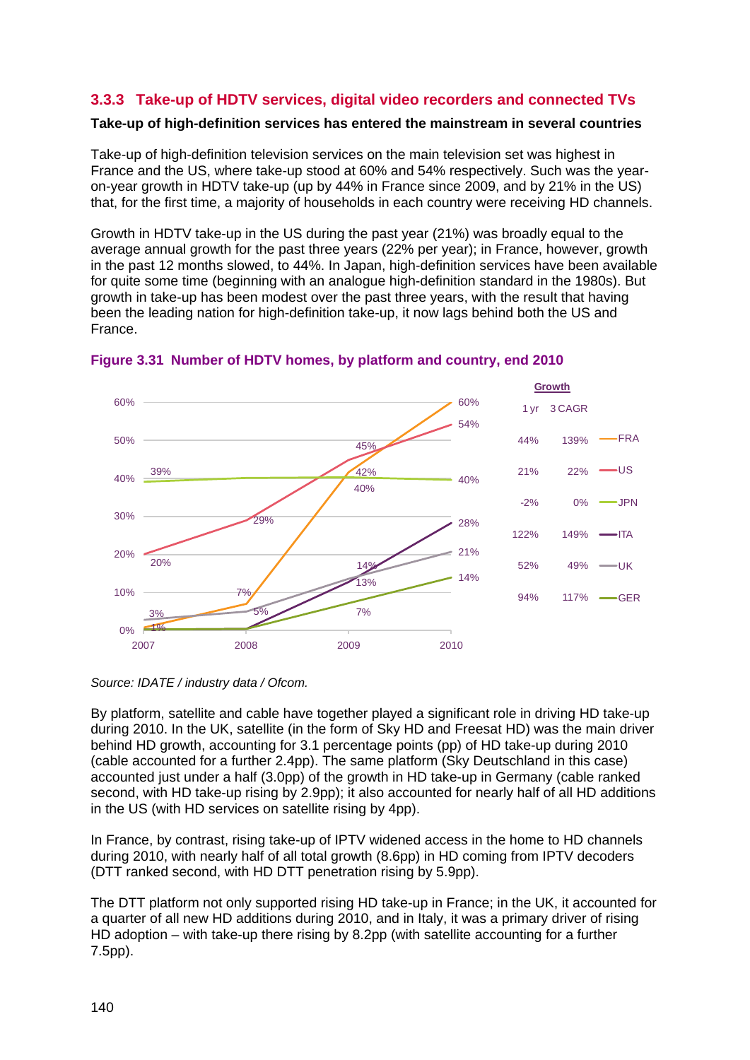### 3.3.3 Take-up of HDTV services, digital video recorders and connected TVs

**Take-up of high-definition services has entered the mainstream in several countries**

Take-up of high-definition television services on the main television set was highest in France and the US, where take-up stood at 60% and 54% respectively. Such was the year-on-year growth in HDTV take-up (up by 44% in France since 2009, and by 21% in the US) that, for the first time, a majority of households in each country were receiving HD channels.

Growth in HDTV take-up in the US during the past year (21%) was broadly equal to the average annual growth for the past three years (22% per year); in France, however, growth in the past 12 months slowed, to 44%. In Japan, high-definition services have been available for quite some time (beginning with an analogue high-definition standard in the 1980s). But growth in take-up has been modest over the past three years, with the result that having been the leading nation for high-definition take-up, it now lags behind both the US and France.

**Figure 3.31 Number of HDTV homes, by platform and country, end 2010**

| Country | 2007 | 2008 | 2009 | 2010 | Growth 1 yr | Growth 3 CAGR |
|---|---|---|---|---|---|---|
| FRA | 1% | 7% | 42% | 60% | 44% | 139% |
| US | 20% | 29% | 45% | 54% | 21% | 22% |
| JPN | 39% | | 40% | 40% | -2% | 0% |
| ITA | | | 13% | 28% | 122% | 149% |
| UK | 3% | 5% | 14% | 21% | 52% | 49% |
| GER | | | 7% | 14% | 94% | 117% |

*Source: IDATE / industry data / Ofcom.*

By platform, satellite and cable have together played a significant role in driving HD take-up during 2010. In the UK, satellite (in the form of Sky HD and Freesat HD) was the main driver behind HD growth, accounting for 3.1 percentage points (pp) of HD take-up during 2010 (cable accounted for a further 2.4pp). The same platform (Sky Deutschland in this case) accounted just under a half (3.0pp) of the growth in HD take-up in Germany (cable ranked second, with HD take-up rising by 2.9pp); it also accounted for nearly half of all HD additions in the US (with HD services on satellite rising by 4pp).

In France, by contrast, rising take-up of IPTV widened access in the home to HD channels during 2010, with nearly half of all total growth (8.6pp) in HD coming from IPTV decoders (DTT ranked second, with HD DTT penetration rising by 5.9pp).

The DTT platform not only supported rising HD take-up in France; in the UK, it accounted for a quarter of all new HD additions during 2010, and in Italy, it was a primary driver of rising HD adoption – with take-up there rising by 8.2pp (with satellite accounting for a further 7.5pp).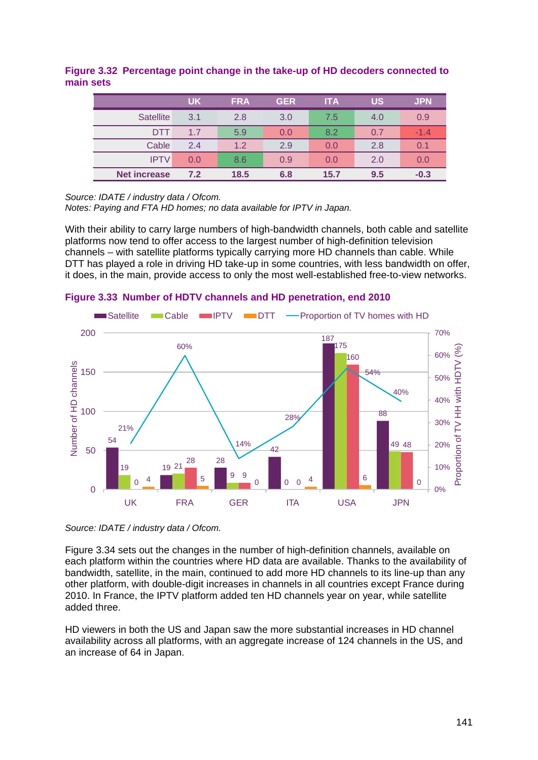**Figure 3.32 Percentage point change in the take-up of HD decoders connected to main sets**

| | UK | FRA | GER | ITA | US | JPN |
|---|---|---|---|---|---|---|
| Satellite | 3.1 | 2.8 | 3.0 | 7.5 | 4.0 | 0.9 |
| DTT | 1.7 | 5.9 | 0.0 | 8.2 | 0.7 | -1.4 |
| Cable | 2.4 | 1.2 | 2.9 | 0.0 | 2.8 | 0.1 |
| IPTV | 0.0 | 8.6 | 0.9 | 0.0 | 2.0 | 0.0 |
| **Net increase** | **7.2** | **18.5** | **6.8** | **15.7** | **9.5** | **-0.3** |

*Source: IDATE / industry data / Ofcom.*
*Notes: Paying and FTA HD homes; no data available for IPTV in Japan.*

With their ability to carry large numbers of high-bandwidth channels, both cable and satellite platforms now tend to offer access to the largest number of high-definition television channels – with satellite platforms typically carrying more HD channels than cable. While DTT has played a role in driving HD take-up in some countries, with less bandwidth on offer, it does, in the main, provide access to only the most well-established free-to-view networks.

**Figure 3.33 Number of HDTV channels and HD penetration, end 2010**

| | Satellite | Cable | IPTV | DTT | Proportion of TV homes with HD |
|---|---|---|---|---|---|
| UK | 54 | 19 | 0 | 4 | 21% |
| FRA | 19 | 21 | 28 | 5 | 60% |
| GER | 28 | 9 | 9 | 0 | 14% |
| ITA | 42 | 0 | 0 | 4 | 28% |
| USA | 187 | 175 | 160 | 6 | 54% |
| JPN | 88 | 49 | 48 | 0 | 40% |

*Source: IDATE / industry data / Ofcom.*

Figure 3.34 sets out the changes in the number of high-definition channels, available on each platform within the countries where HD data are available. Thanks to the availability of bandwidth, satellite, in the main, continued to add more HD channels to its line-up than any other platform, with double-digit increases in channels in all countries except France during 2010. In France, the IPTV platform added ten HD channels year on year, while satellite added three.

HD viewers in both the US and Japan saw the more substantial increases in HD channel availability across all platforms, with an aggregate increase of 124 channels in the US, and an increase of 64 in Japan.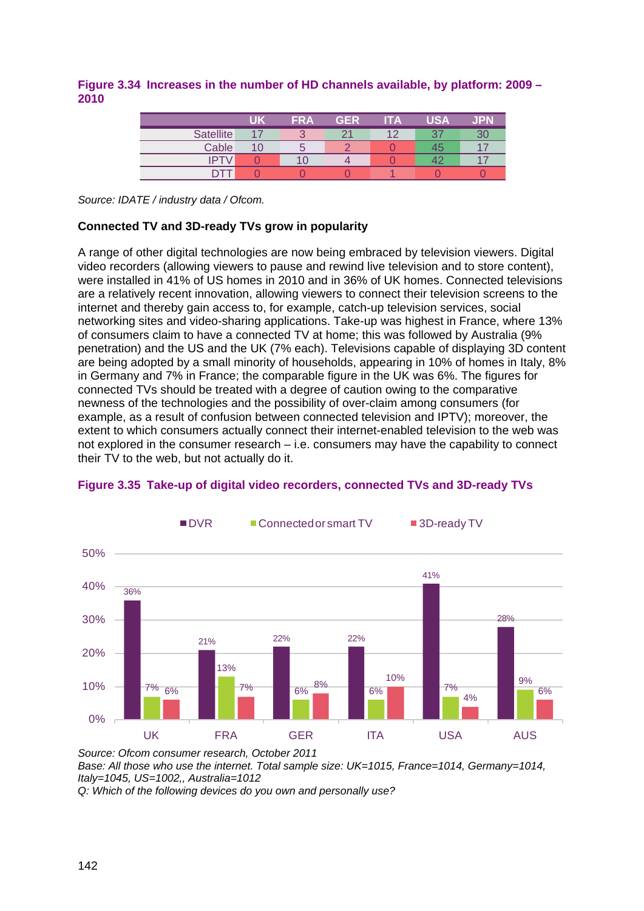**Figure 3.34 Increases in the number of HD channels available, by platform: 2009 – 2010**

| | UK | FRA | GER | ITA | USA | JPN |
|---|---|---|---|---|---|---|
| Satellite | 17 | 3 | 21 | 12 | 37 | 30 |
| Cable | 10 | 5 | 2 | 0 | 45 | 17 |
| IPTV | 0 | 10 | 4 | 0 | 42 | 17 |
| DTT | 0 | 0 | 0 | 1 | 0 | 0 |

*Source: IDATE / industry data / Ofcom.*

**Connected TV and 3D-ready TVs grow in popularity**

A range of other digital technologies are now being embraced by television viewers. Digital video recorders (allowing viewers to pause and rewind live television and to store content), were installed in 41% of US homes in 2010 and in 36% of UK homes. Connected televisions are a relatively recent innovation, allowing viewers to connect their television screens to the internet and thereby gain access to, for example, catch-up television services, social networking sites and video-sharing applications. Take-up was highest in France, where 13% of consumers claim to have a connected TV at home; this was followed by Australia (9% penetration) and the US and the UK (7% each). Televisions capable of displaying 3D content are being adopted by a small minority of households, appearing in 10% of homes in Italy, 8% in Germany and 7% in France; the comparable figure in the UK was 6%. The figures for connected TVs should be treated with a degree of caution owing to the comparative newness of the technologies and the possibility of over-claim among consumers (for example, as a result of confusion between connected television and IPTV); moreover, the extent to which consumers actually connect their internet-enabled television to the web was not explored in the consumer research – i.e. consumers may have the capability to connect their TV to the web, but not actually do it.

**Figure 3.35 Take-up of digital video recorders, connected TVs and 3D-ready TVs**

| | UK | FRA | GER | ITA | USA | AUS |
|---|---|---|---|---|---|---|
| DVR | 36% | 21% | 22% | 22% | 41% | 28% |
| Connected or smart TV | 7% | 13% | 6% | 6% | 7% | 9% |
| 3D-ready TV | 6% | 7% | 8% | 10% | 4% | 6% |

*Source: Ofcom consumer research, October 2011*
*Base: All those who use the internet. Total sample size: UK=1015, France=1014, Germany=1014, Italy=1045, US=1002,, Australia=1012*
*Q: Which of the following devices do you own and personally use?*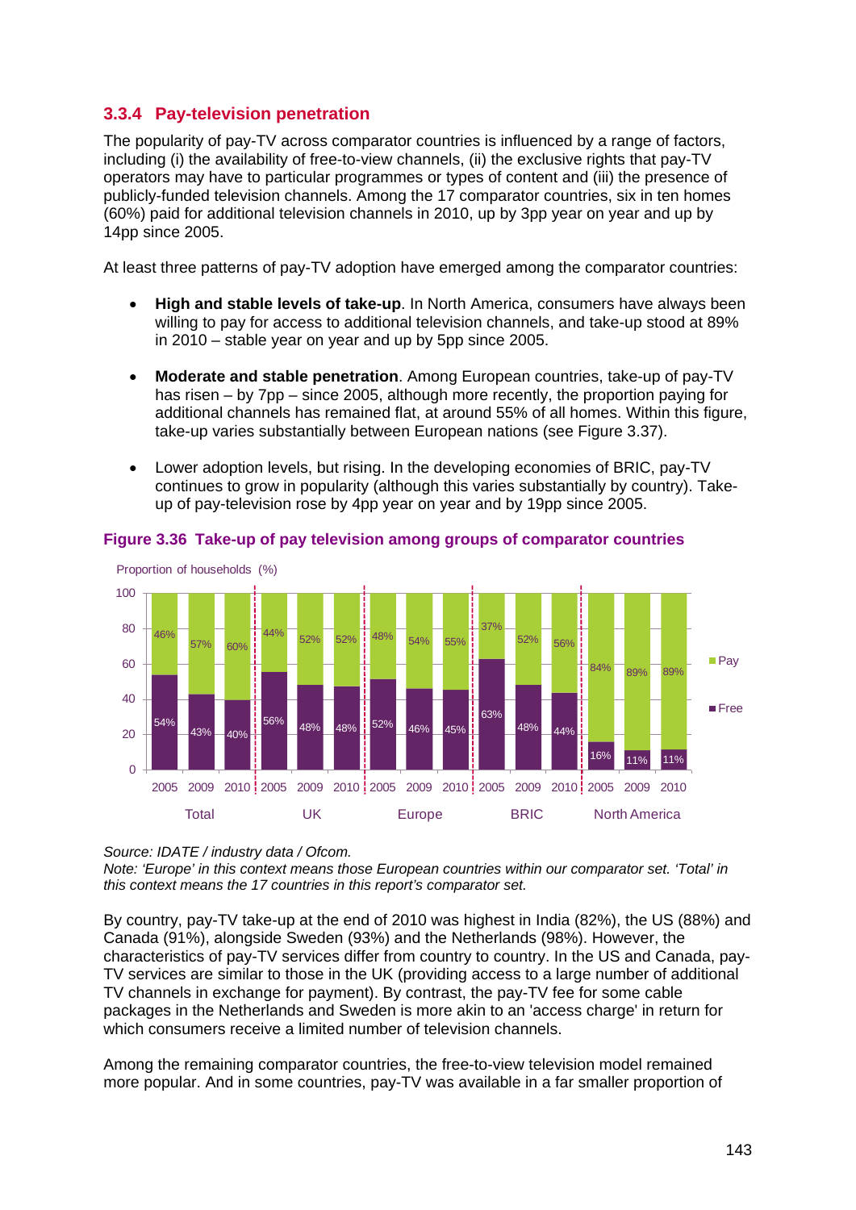### 3.3.4 Pay-television penetration

The popularity of pay-TV across comparator countries is influenced by a range of factors, including (i) the availability of free-to-view channels, (ii) the exclusive rights that pay-TV operators may have to particular programmes or types of content and (iii) the presence of publicly-funded television channels. Among the 17 comparator countries, six in ten homes (60%) paid for additional television channels in 2010, up by 3pp year on year and up by 14pp since 2005.

At least three patterns of pay-TV adoption have emerged among the comparator countries:

- **High and stable levels of take-up**. In North America, consumers have always been willing to pay for access to additional television channels, and take-up stood at 89% in 2010 – stable year on year and up by 5pp since 2005.
- **Moderate and stable penetration**. Among European countries, take-up of pay-TV has risen – by 7pp – since 2005, although more recently, the proportion paying for additional channels has remained flat, at around 55% of all homes. Within this figure, take-up varies substantially between European nations (see Figure 3.37).
- Lower adoption levels, but rising. In the developing economies of BRIC, pay-TV continues to grow in popularity (although this varies substantially by country). Take-up of pay-television rose by 4pp year on year and by 19pp since 2005.

**Figure 3.36 Take-up of pay television among groups of comparator countries**

Proportion of households (%)

| Group | Year | Pay | Free |
|---|---|---|---|
| Total | 2005 | 46% | 54% |
| Total | 2009 | 57% | 43% |
| Total | 2010 | 60% | 40% |
| UK | 2005 | 44% | 56% |
| UK | 2009 | 52% | 48% |
| UK | 2010 | 52% | 48% |
| Europe | 2005 | 48% | 52% |
| Europe | 2009 | 54% | 46% |
| Europe | 2010 | 55% | 45% |
| BRIC | 2005 | 37% | 63% |
| BRIC | 2009 | 52% | 48% |
| BRIC | 2010 | 56% | 44% |
| North America | 2005 | 84% | 16% |
| North America | 2009 | 89% | 11% |
| North America | 2010 | 89% | 11% |

*Source: IDATE / industry data / Ofcom.*
*Note: 'Europe' in this context means those European countries within our comparator set. 'Total' in this context means the 17 countries in this report's comparator set.*

By country, pay-TV take-up at the end of 2010 was highest in India (82%), the US (88%) and Canada (91%), alongside Sweden (93%) and the Netherlands (98%). However, the characteristics of pay-TV services differ from country to country. In the US and Canada, pay-TV services are similar to those in the UK (providing access to a large number of additional TV channels in exchange for payment). By contrast, the pay-TV fee for some cable packages in the Netherlands and Sweden is more akin to an 'access charge' in return for which consumers receive a limited number of television channels.

Among the remaining comparator countries, the free-to-view television model remained more popular. And in some countries, pay-TV was available in a far smaller proportion of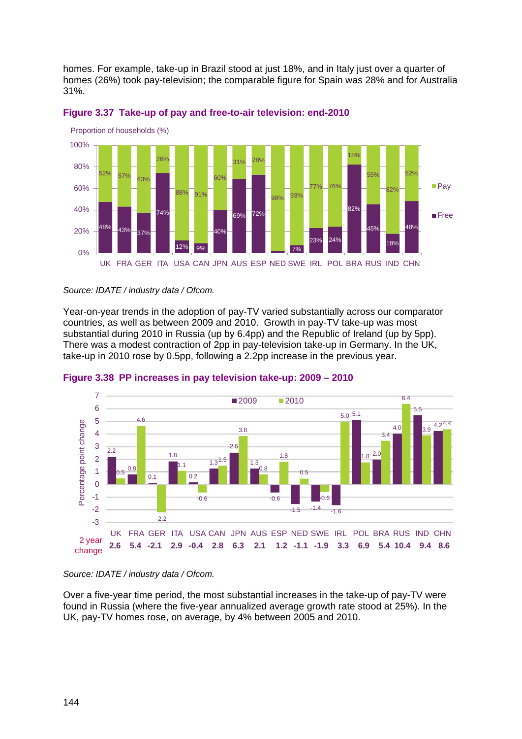homes. For example, take-up in Brazil stood at just 18%, and in Italy just over a quarter of homes (26%) took pay-television; the comparable figure for Spain was 28% and for Australia 31%.

**Figure 3.37 Take-up of pay and free-to-air television: end-2010**

Proportion of households (%)

| | UK | FRA | GER | ITA | USA | CAN | JPN | AUS | ESP | NED | SWE | IRL | POL | BRA | RUS | IND | CHN |
|---|---|---|---|---|---|---|---|---|---|---|---|---|---|---|---|---|---|
| Pay | 52% | 57% | 63% | 26% | 88% | 91% | 60% | 31% | 28% | 98% | 93% | 77% | 76% | 18% | 55% | 82% | 52% |
| Free | 48% | 43% | 37% | 74% | 12% | 9% | 40% | 69% | 72% | | 7% | 23% | 24% | 82% | 45% | 18% | 48% |

*Source: IDATE / industry data / Ofcom.*

Year-on-year trends in the adoption of pay-TV varied substantially across our comparator countries, as well as between 2009 and 2010. Growth in pay-TV take-up was most substantial during 2010 in Russia (up by 6.4pp) and the Republic of Ireland (up by 5pp). There was a modest contraction of 2pp in pay-television take-up in Germany. In the UK, take-up in 2010 rose by 0.5pp, following a 2.2pp increase in the previous year.

**Figure 3.38 PP increases in pay television take-up: 2009 – 2010**

Percentage point change

| | UK | FRA | GER | ITA | USA | CAN | JPN | AUS | ESP | NED | SWE | IRL | POL | BRA | RUS | IND | CHN |
|---|---|---|---|---|---|---|---|---|---|---|---|---|---|---|---|---|---|
| 2009 | 2.2 | 0.8 | 0.1 | 1.8 | 0.2 | 1.3 | 2.5 | 1.3 | -0.6 | -1.5 | -1.4 | -1.6 | 5.1 | 2.0 | 4.0 | 5.5 | 4.2 |
| 2010 | 0.5 | 4.6 | -2.2 | 1.1 | -0.6 | 1.5 | 3.8 | 0.8 | 1.8 | 0.5 | -0.6 | 5.0 | 1.8 | 3.4 | 6.4 | 3.9 | 4.4 |
| 2 year change | **2.6** | **5.4** | **-2.1** | **2.9** | **-0.4** | **2.8** | **6.3** | **2.1** | **1.2** | **-1.1** | **-1.9** | **3.3** | **6.9** | **5.4** | **10.4** | **9.4** | **8.6** |

*Source: IDATE / industry data / Ofcom.*

Over a five-year time period, the most substantial increases in the take-up of pay-TV were found in Russia (where the five-year annualized average growth rate stood at 25%). In the UK, pay-TV homes rose, on average, by 4% between 2005 and 2010.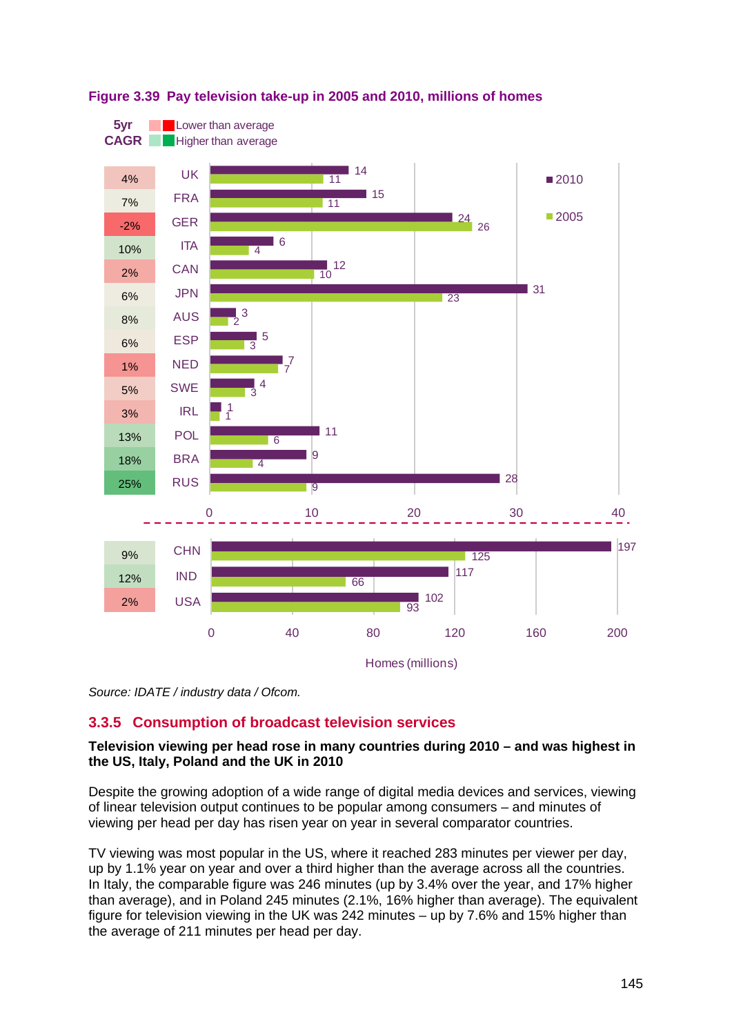**Figure 3.39 Pay television take-up in 2005 and 2010, millions of homes**

| 5yr CAGR | Country | 2010 | 2005 |
|---|---|---|---|
| 4% | UK | 14 | 11 |
| 7% | FRA | 15 | 11 |
| -2% | GER | 24 | 26 |
| 10% | ITA | 6 | 4 |
| 2% | CAN | 12 | 10 |
| 6% | JPN | 31 | 23 |
| 8% | AUS | 3 | 2 |
| 6% | ESP | 5 | 3 |
| 1% | NED | 7 | 7 |
| 5% | SWE | 4 | 3 |
| 3% | IRL | 1 | 1 |
| 13% | POL | 11 | 6 |
| 18% | BRA | 9 | 4 |
| 25% | RUS | 28 | 9 |
| 9% | CHN | 197 | 125 |
| 12% | IND | 117 | 66 |
| 2% | USA | 102 | 93 |

5yr CAGR: Lower than average / Higher than average

Homes (millions)

*Source: IDATE / industry data / Ofcom.*

### 3.3.5 Consumption of broadcast television services

**Television viewing per head rose in many countries during 2010 – and was highest in the US, Italy, Poland and the UK in 2010**

Despite the growing adoption of a wide range of digital media devices and services, viewing of linear television output continues to be popular among consumers – and minutes of viewing per head per day has risen year on year in several comparator countries.

TV viewing was most popular in the US, where it reached 283 minutes per viewer per day, up by 1.1% year on year and over a third higher than the average across all the countries. In Italy, the comparable figure was 246 minutes (up by 3.4% over the year, and 17% higher than average), and in Poland 245 minutes (2.1%, 16% higher than average). The equivalent figure for television viewing in the UK was 242 minutes – up by 7.6% and 15% higher than the average of 211 minutes per head per day.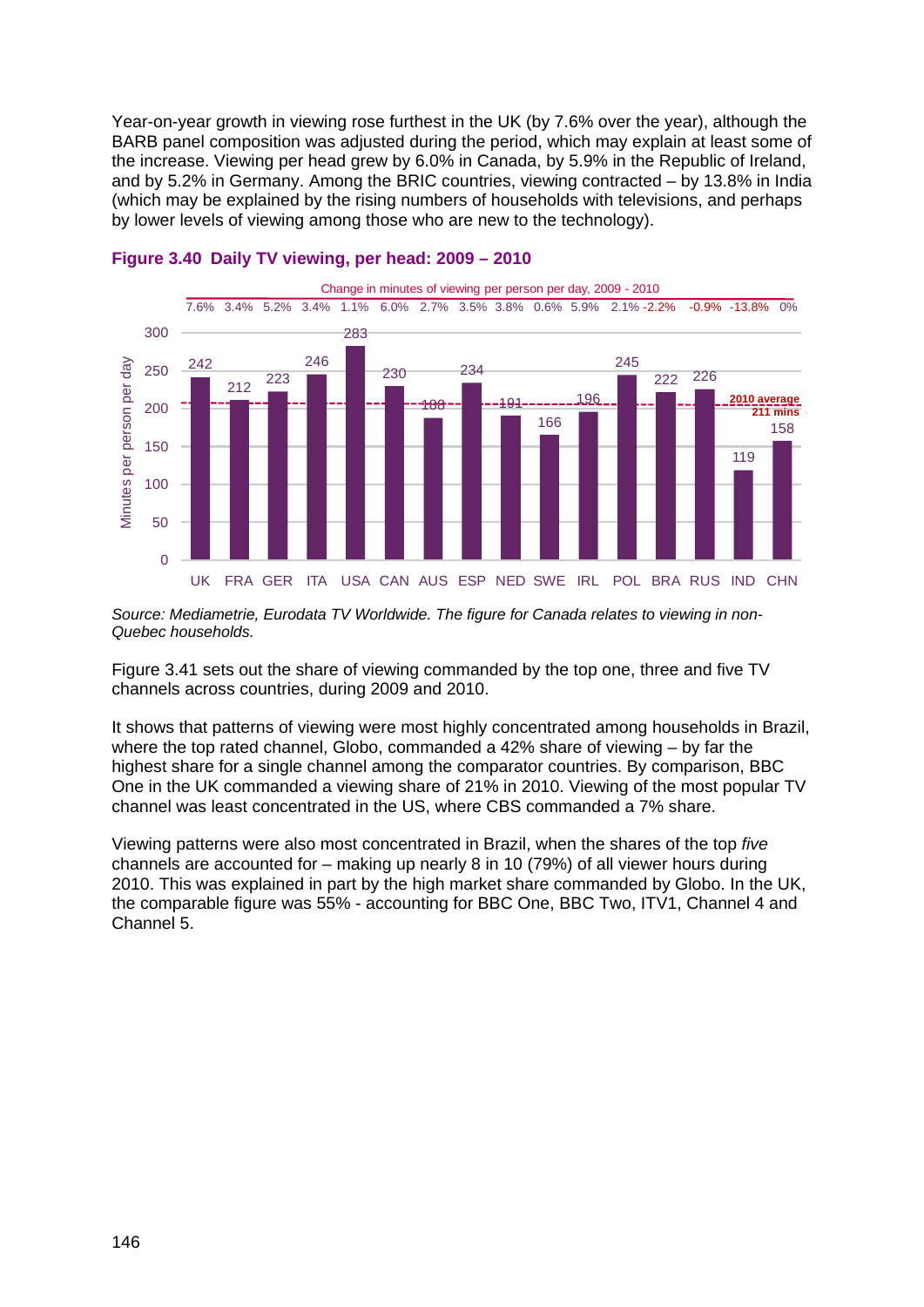Year-on-year growth in viewing rose furthest in the UK (by 7.6% over the year), although the BARB panel composition was adjusted during the period, which may explain at least some of the increase. Viewing per head grew by 6.0% in Canada, by 5.9% in the Republic of Ireland, and by 5.2% in Germany. Among the BRIC countries, viewing contracted – by 13.8% in India (which may be explained by the rising numbers of households with televisions, and perhaps by lower levels of viewing among those who are new to the technology).

### Figure 3.40 Daily TV viewing, per head: 2009 – 2010

| | UK | FRA | GER | ITA | USA | CAN | AUS | ESP | NED | SWE | IRL | POL | BRA | RUS | IND | CHN |
|---|---|---|---|---|---|---|---|---|---|---|---|---|---|---|---|---|
| Change in minutes of viewing per person per day, 2009 - 2010 | 7.6% | 3.4% | 5.2% | 3.4% | 1.1% | 6.0% | 2.7% | 3.5% | 3.8% | 0.6% | 5.9% | 2.1% | -2.2% | -0.9% | -13.8% | 0% |
| Minutes per person per day | 242 | 212 | 223 | 246 | 283 | 230 | 188 | 234 | 191 | 166 | 196 | 245 | 222 | 226 | 119 | 158 |

2010 average 211 mins

*Source: Mediametrie, Eurodata TV Worldwide. The figure for Canada relates to viewing in non-Quebec households.*

Figure 3.41 sets out the share of viewing commanded by the top one, three and five TV channels across countries, during 2009 and 2010.

It shows that patterns of viewing were most highly concentrated among households in Brazil, where the top rated channel, Globo, commanded a 42% share of viewing – by far the highest share for a single channel among the comparator countries. By comparison, BBC One in the UK commanded a viewing share of 21% in 2010. Viewing of the most popular TV channel was least concentrated in the US, where CBS commanded a 7% share.

Viewing patterns were also most concentrated in Brazil, when the shares of the top *five* channels are accounted for – making up nearly 8 in 10 (79%) of all viewer hours during 2010. This was explained in part by the high market share commanded by Globo. In the UK, the comparable figure was 55% - accounting for BBC One, BBC Two, ITV1, Channel 4 and Channel 5.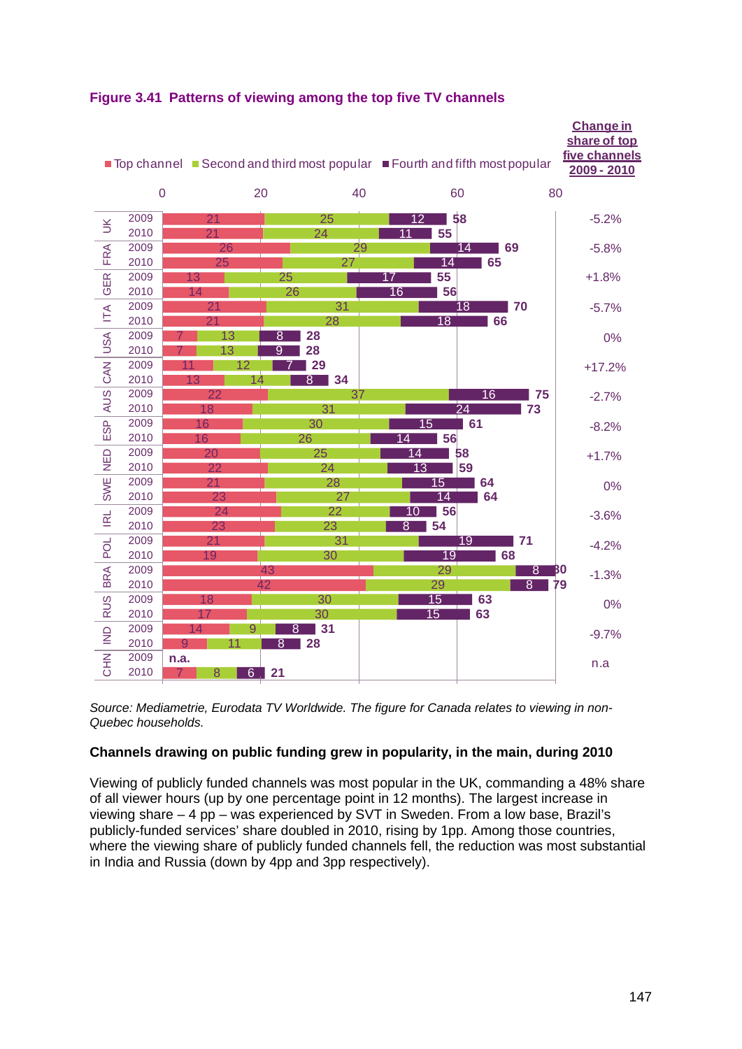**Figure 3.41 Patterns of viewing among the top five TV channels**

| Country | Year | Top channel | Second and third most popular | Fourth and fifth most popular | Total | Change in share of top five channels 2009 - 2010 |
|---|---|---|---|---|---|---|
| UK | 2009 | 21 | 25 | 12 | 58 | -5.2% |
| | 2010 | 21 | 24 | 11 | 55 | |
| FRA | 2009 | 26 | 29 | 14 | 69 | -5.8% |
| | 2010 | 25 | 27 | 14 | 65 | |
| GER | 2009 | 13 | 25 | 17 | 55 | +1.8% |
| | 2010 | 14 | 26 | 16 | 56 | |
| ITA | 2009 | 21 | 31 | 18 | 70 | -5.7% |
| | 2010 | 21 | 28 | 18 | 66 | |
| USA | 2009 | 7 | 13 | 8 | 28 | 0% |
| | 2010 | 7 | 13 | 9 | 28 | |
| CAN | 2009 | 11 | 12 | 7 | 29 | +17.2% |
| | 2010 | 13 | 14 | 8 | 34 | |
| AUS | 2009 | 22 | 37 | 16 | 75 | -2.7% |
| | 2010 | 18 | 31 | 24 | 73 | |
| ESP | 2009 | 16 | 30 | 15 | 61 | -8.2% |
| | 2010 | 16 | 26 | 14 | 56 | |
| NED | 2009 | 20 | 25 | 14 | 58 | +1.7% |
| | 2010 | 22 | 24 | 13 | 59 | |
| SWE | 2009 | 21 | 28 | 15 | 64 | 0% |
| | 2010 | 23 | 27 | 14 | 64 | |
| IRL | 2009 | 24 | 22 | 10 | 56 | -3.6% |
| | 2010 | 23 | 23 | 8 | 54 | |
| POL | 2009 | 21 | 31 | 19 | 71 | -4.2% |
| | 2010 | 19 | 30 | 19 | 68 | |
| BRA | 2009 | 43 | 29 | 8 | 80 | -1.3% |
| | 2010 | 42 | 29 | 8 | 79 | |
| RUS | 2009 | 18 | 30 | 15 | 63 | 0% |
| | 2010 | 17 | 30 | 15 | 63 | |
| IND | 2009 | 14 | 9 | 8 | 31 | -9.7% |
| | 2010 | 9 | 11 | 8 | 28 | |
| CHN | 2009 | n.a. | | | | n.a |
| | 2010 | 7 | 8 | 6 | 21 | |

*Source: Mediametrie, Eurodata TV Worldwide. The figure for Canada relates to viewing in non-Quebec households.*

**Channels drawing on public funding grew in popularity, in the main, during 2010**

Viewing of publicly funded channels was most popular in the UK, commanding a 48% share of all viewer hours (up by one percentage point in 12 months). The largest increase in viewing share – 4 pp – was experienced by SVT in Sweden. From a low base, Brazil's publicly-funded services' share doubled in 2010, rising by 1pp. Among those countries, where the viewing share of publicly funded channels fell, the reduction was most substantial in India and Russia (down by 4pp and 3pp respectively).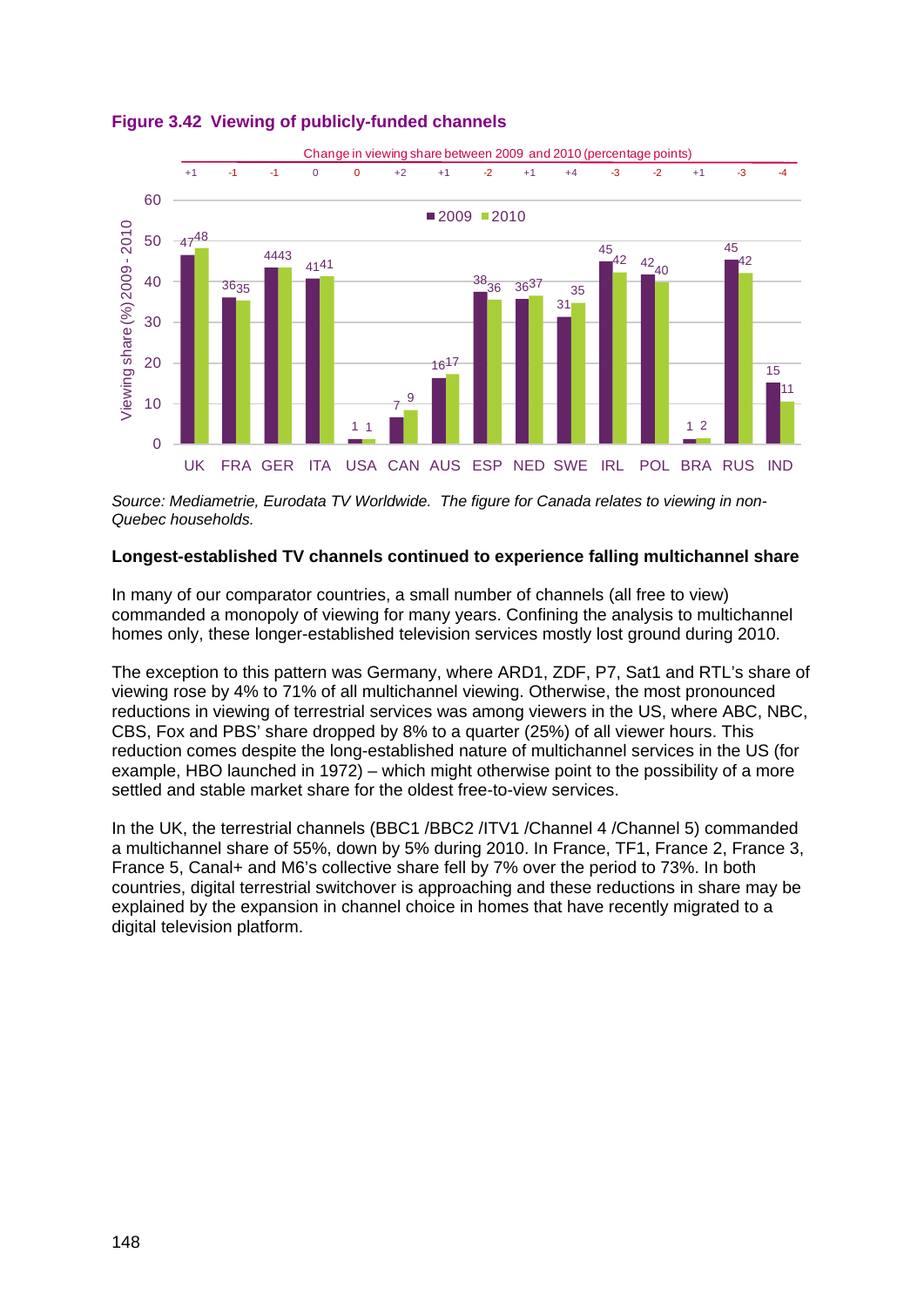**Figure 3.42 Viewing of publicly-funded channels**

Change in viewing share between 2009 and 2010 (percentage points)

| | UK | FRA | GER | ITA | USA | CAN | AUS | ESP | NED | SWE | IRL | POL | BRA | RUS | IND |
|---|---|---|---|---|---|---|---|---|---|---|---|---|---|---|---|
| Change (pp) | +1 | -1 | -1 | 0 | 0 | +2 | +1 | -2 | +1 | +4 | -3 | -2 | +1 | -3 | -4 |
| 2009 | 47 | 36 | 44 | 41 | 1 | 7 | 16 | 38 | 36 | 31 | 45 | 42 | 1 | 45 | 15 |
| 2010 | 48 | 35 | 43 | 41 | 1 | 9 | 17 | 36 | 37 | 35 | 42 | 40 | 2 | 42 | 11 |

Viewing share (%) 2009 - 2010

*Source: Mediametrie, Eurodata TV Worldwide. The figure for Canada relates to viewing in non-Quebec households.*

**Longest-established TV channels continued to experience falling multichannel share**

In many of our comparator countries, a small number of channels (all free to view) commanded a monopoly of viewing for many years. Confining the analysis to multichannel homes only, these longer-established television services mostly lost ground during 2010.

The exception to this pattern was Germany, where ARD1, ZDF, P7, Sat1 and RTL's share of viewing rose by 4% to 71% of all multichannel viewing. Otherwise, the most pronounced reductions in viewing of terrestrial services was among viewers in the US, where ABC, NBC, CBS, Fox and PBS' share dropped by 8% to a quarter (25%) of all viewer hours. This reduction comes despite the long-established nature of multichannel services in the US (for example, HBO launched in 1972) – which might otherwise point to the possibility of a more settled and stable market share for the oldest free-to-view services.

In the UK, the terrestrial channels (BBC1 /BBC2 /ITV1 /Channel 4 /Channel 5) commanded a multichannel share of 55%, down by 5% during 2010. In France, TF1, France 2, France 3, France 5, Canal+ and M6's collective share fell by 7% over the period to 73%. In both countries, digital terrestrial switchover is approaching and these reductions in share may be explained by the expansion in channel choice in homes that have recently migrated to a digital television platform.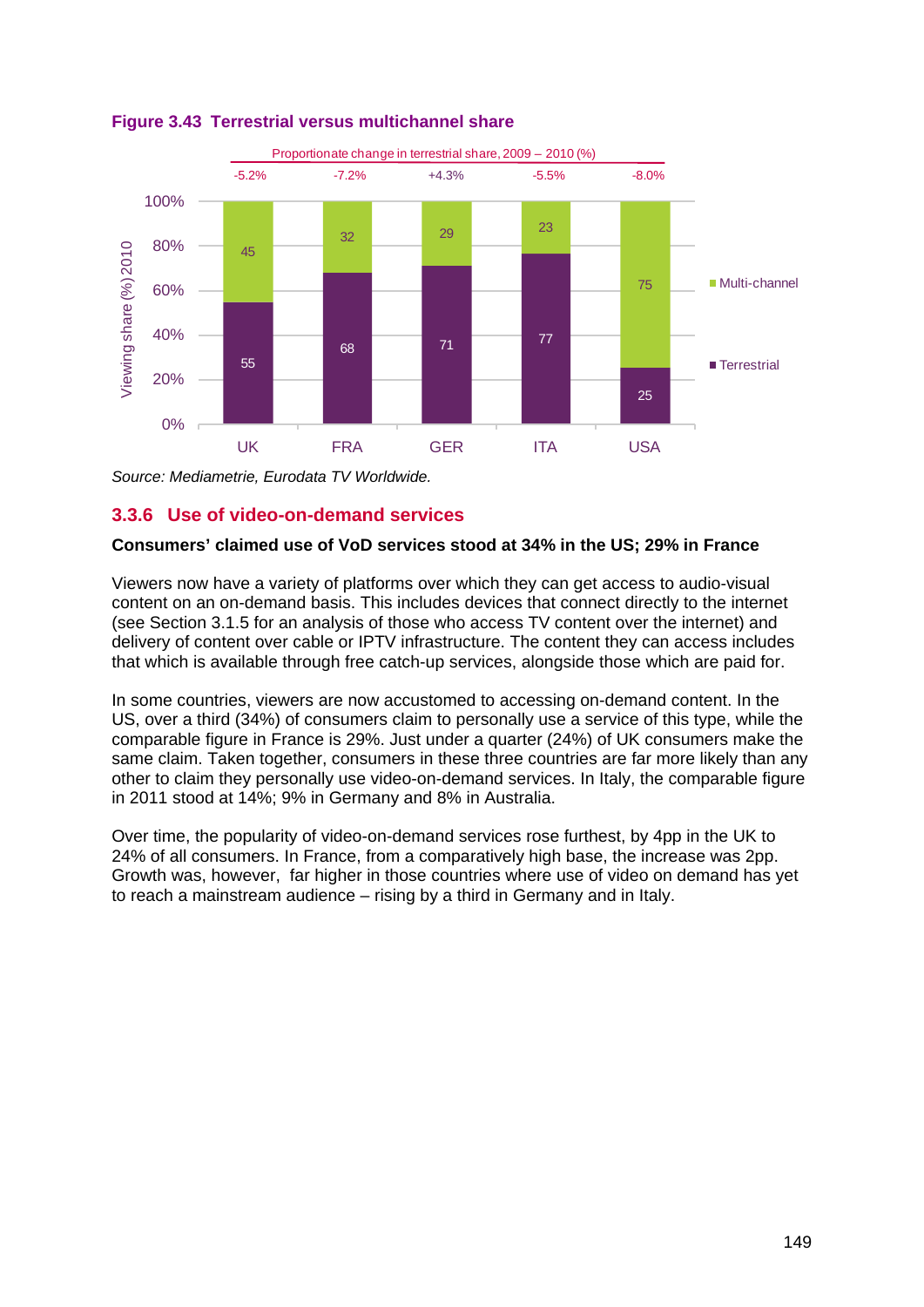**Figure 3.43 Terrestrial versus multichannel share**

Proportionate change in terrestrial share, 2009 – 2010 (%)

| | UK | FRA | GER | ITA | USA |
|---|---|---|---|---|---|
| Proportionate change in terrestrial share, 2009 – 2010 (%) | -5.2% | -7.2% | +4.3% | -5.5% | -8.0% |
| Multi-channel | 45 | 32 | 29 | 23 | 75 |
| Terrestrial | 55 | 68 | 71 | 77 | 25 |

Viewing share (%) 2010

*Source: Mediametrie, Eurodata TV Worldwide.*

### 3.3.6 Use of video-on-demand services

**Consumers' claimed use of VoD services stood at 34% in the US; 29% in France**

Viewers now have a variety of platforms over which they can get access to audio-visual content on an on-demand basis. This includes devices that connect directly to the internet (see Section 3.1.5 for an analysis of those who access TV content over the internet) and delivery of content over cable or IPTV infrastructure. The content they can access includes that which is available through free catch-up services, alongside those which are paid for.

In some countries, viewers are now accustomed to accessing on-demand content. In the US, over a third (34%) of consumers claim to personally use a service of this type, while the comparable figure in France is 29%. Just under a quarter (24%) of UK consumers make the same claim. Taken together, consumers in these three countries are far more likely than any other to claim they personally use video-on-demand services. In Italy, the comparable figure in 2011 stood at 14%; 9% in Germany and 8% in Australia.

Over time, the popularity of video-on-demand services rose furthest, by 4pp in the UK to 24% of all consumers. In France, from a comparatively high base, the increase was 2pp. Growth was, however, far higher in those countries where use of video on demand has yet to reach a mainstream audience – rising by a third in Germany and in Italy.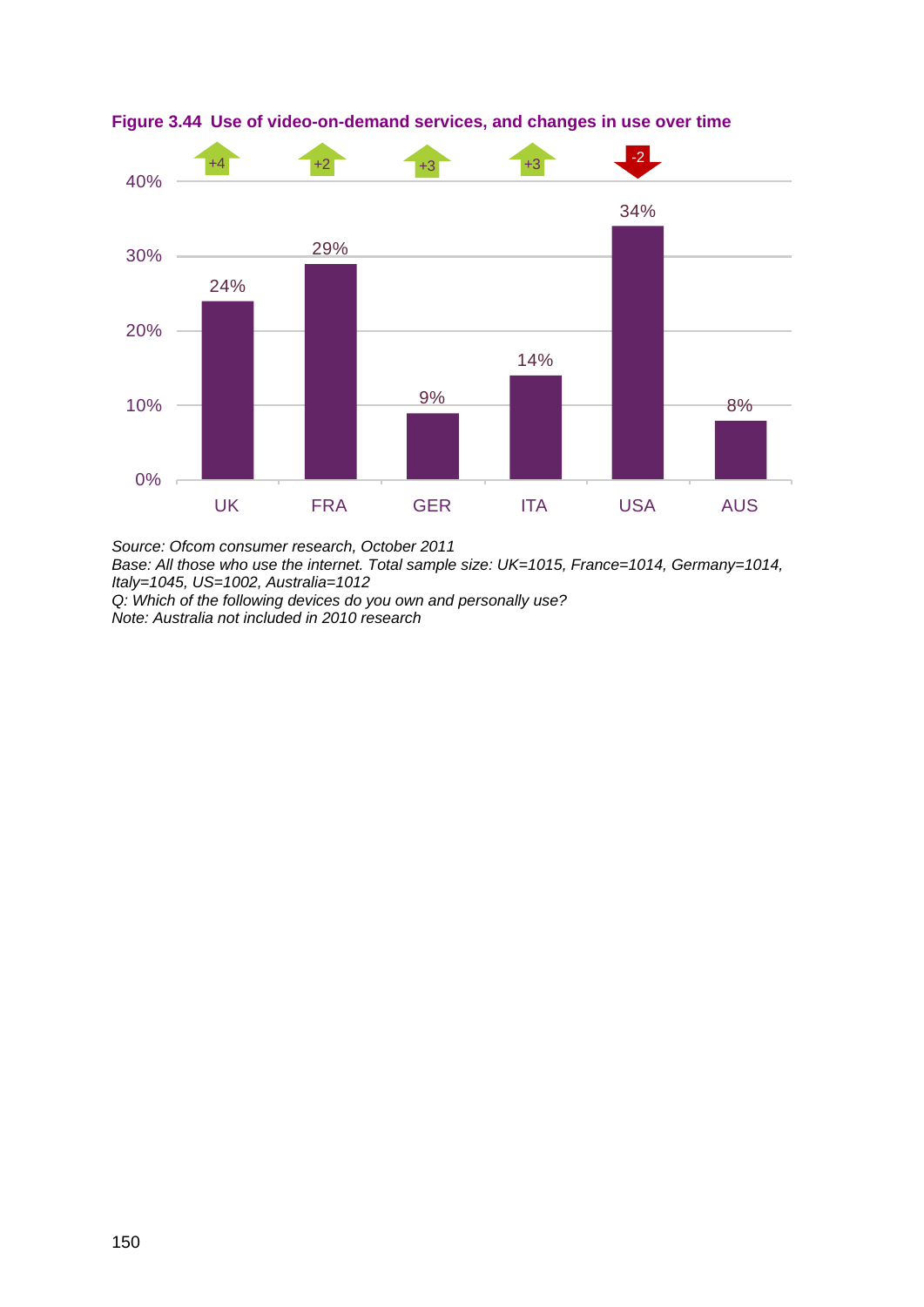**Figure 3.44 Use of video-on-demand services, and changes in use over time**

+4
+2
+3
+3
-2

40%
30%
20%
10%
0%

24%
29%
9%
14%
34%
8%

UK
FRA
GER
ITA
USA
AUS

*Source: Ofcom consumer research, October 2011*
*Base: All those who use the internet. Total sample size: UK=1015, France=1014, Germany=1014, Italy=1045, US=1002, Australia=1012*
*Q: Which of the following devices do you own and personally use?*
*Note: Australia not included in 2010 research*